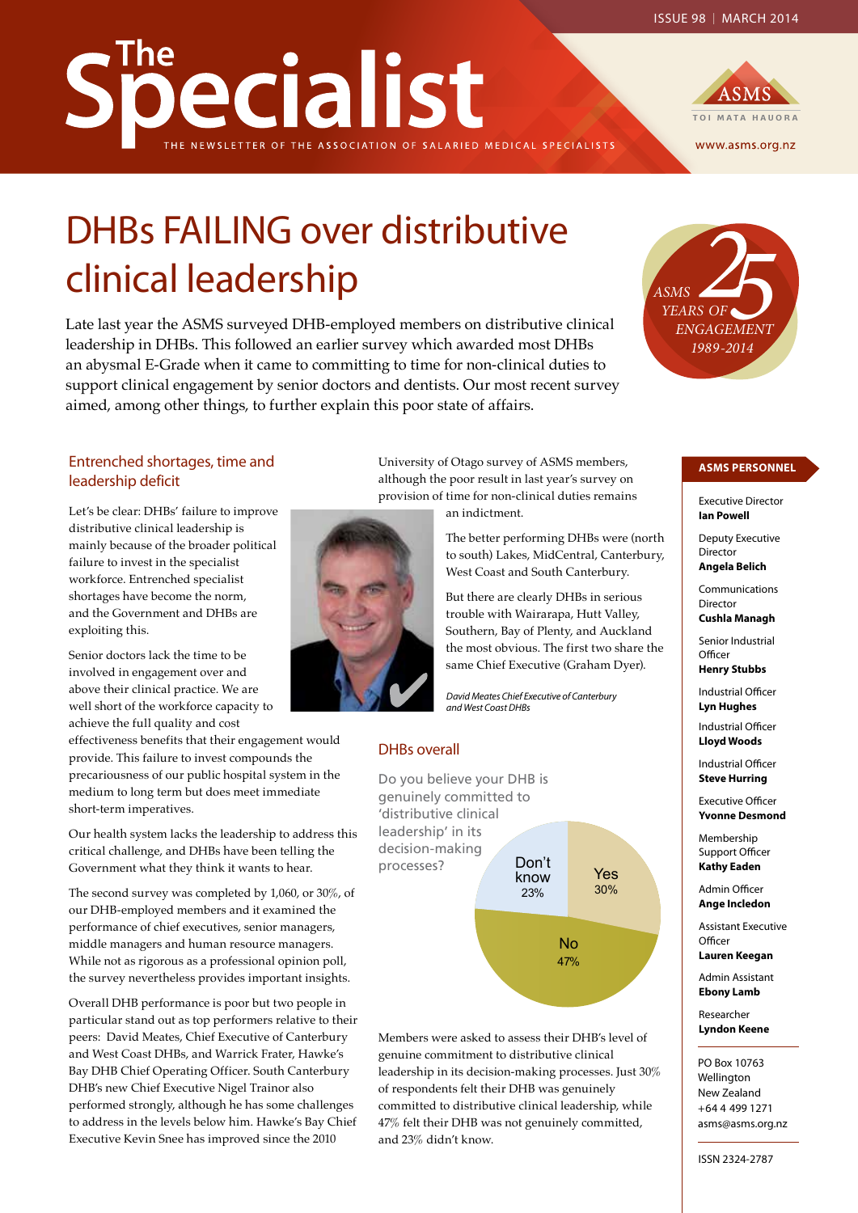ISSUE 98 | MARCH 2014

# The Specialist

THE NEWSLETTER OF THE ASSOCIATION OF SALARIED MEDICAL SPECIALISTS

ASMS TOI MATA HAUORA

www.asms.org.nz

# DHBs FAILING over distributive clinical leadership

ASMS 25 YEARS OF ENGAGEMENT 1989-2014

Late last year the ASMS surveyed DHB-employed members on distributive clinical leadership in DHBs. This followed an earlier survey which awarded most DHBs an abysmal E-Grade when it came to committing to time for non-clinical duties to support clinical engagement by senior doctors and dentists. Our most recent survey aimed, among other things, to further explain this poor state of affairs.

## Entrenched shortages, time and leadership deficit

Let's be clear: DHBs' failure to improve distributive clinical leadership is mainly because of the broader political failure to invest in the specialist workforce. Entrenched specialist shortages have become the norm, and the Government and DHBs are exploiting this.

Senior doctors lack the time to be involved in engagement over and above their clinical practice. We are well short of the workforce capacity to achieve the full quality and cost effectiveness benefits that their engagement would provide. This failure to invest compounds the precariousness of our public hospital system in the medium to long term but does meet immediate short-term imperatives.

Our health system lacks the leadership to address this critical challenge, and DHBs have been telling the Government what they think it wants to hear.

The second survey was completed by 1,060, or 30%, of our DHB-employed members and it examined the performance of chief executives, senior managers, middle managers and human resource managers. While not as rigorous as a professional opinion poll, the survey nevertheless provides important insights.

Overall DHB performance is poor but two people in particular stand out as top performers relative to their peers: David Meates, Chief Executive of Canterbury and West Coast DHBs, and Warrick Frater, Hawke's Bay DHB Chief Operating Officer. South Canterbury DHB's new Chief Executive Nigel Trainor also performed strongly, although he has some challenges to address in the levels below him. Hawke's Bay Chief Executive Kevin Snee has improved since the 2010 University of Otago survey of ASMS members, although the poor result in last year's survey on provision of time for non-clinical duties remains an indictment.

The better performing DHBs were (north to south) Lakes, MidCentral, Canterbury, West Coast and South Canterbury.

But there are clearly DHBs in serious trouble with Wairarapa, Hutt Valley, Southern, Bay of Plenty, and Auckland the most obvious. The first two share the same Chief Executive (Graham Dyer).

*David Meates Chief Executive of Canterbury and West Coast DHBs*

## DHBs overall

Do you believe your DHB is genuinely committed to 'distributive clinical leadership' in its decision-making processes?

| Response | Percentage |
|---|---|
| Yes | 30% |
| No | 47% |
| Don't know | 23% |

Members were asked to assess their DHB's level of genuine commitment to distributive clinical leadership in its decision-making processes. Just 30% of respondents felt their DHB was genuinely committed to distributive clinical leadership, while 47% felt their DHB was not genuinely committed, and 23% didn't know.

**ASMS PERSONNEL**

Executive Director
**Ian Powell**

Deputy Executive Director
**Angela Belich**

Communications Director
**Cushla Managh**

Senior Industrial Officer
**Henry Stubbs**

Industrial Officer
**Lyn Hughes**

Industrial Officer
**Lloyd Woods**

Industrial Officer
**Steve Hurring**

Executive Officer
**Yvonne Desmond**

Membership Support Officer
**Kathy Eaden**

Admin Officer
**Ange Incledon**

Assistant Executive Officer
**Lauren Keegan**

Admin Assistant
**Ebony Lamb**

Researcher
**Lyndon Keene**

PO Box 10763
Wellington
New Zealand
+64 4 499 1271
asms@asms.org.nz

ISSN 2324-2787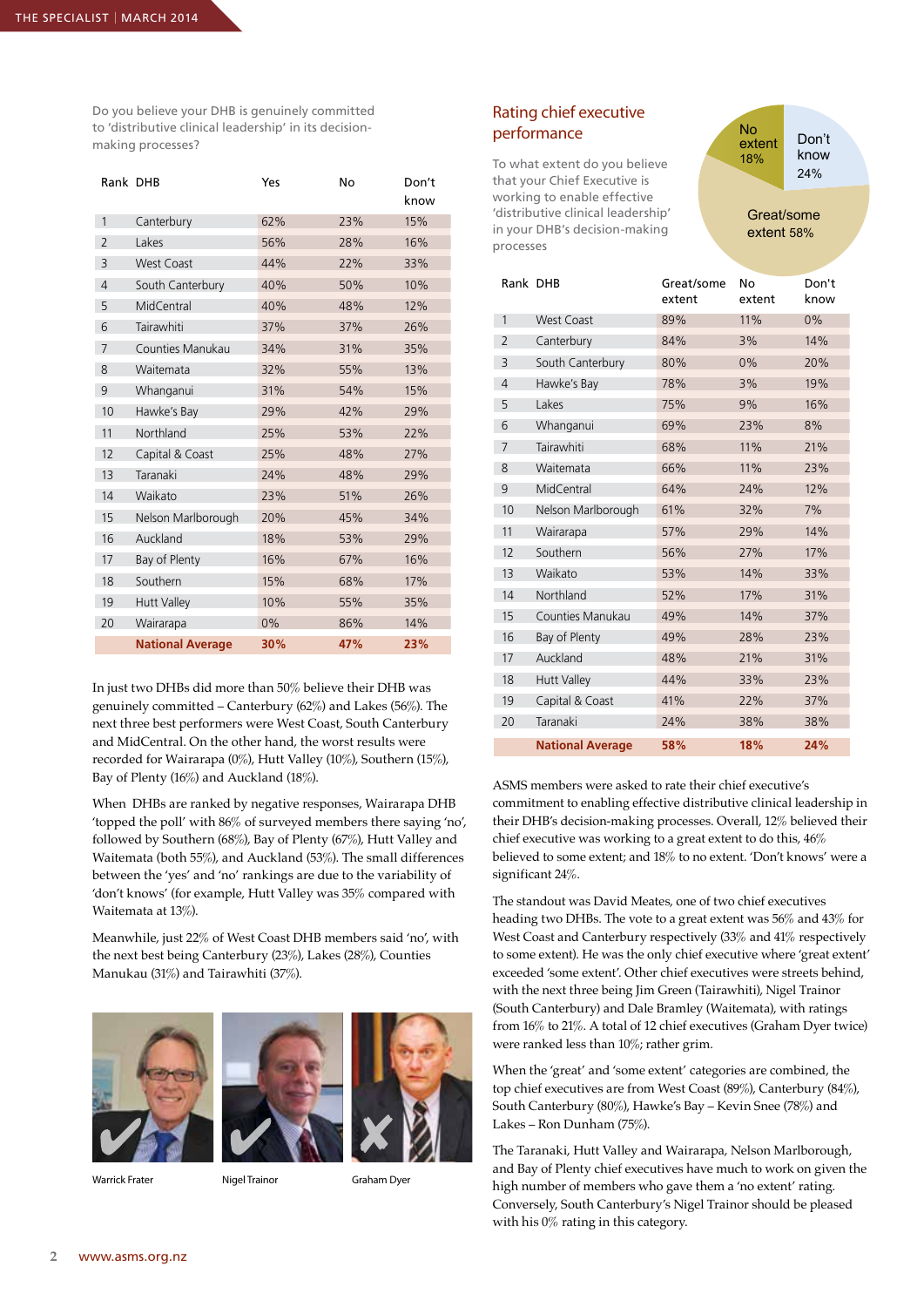Do you believe your DHB is genuinely committed to 'distributive clinical leadership' in its decision-making processes?

| Rank | DHB | Yes | No | Don't know |
|---|---|---|---|---|
| 1 | Canterbury | 62% | 23% | 15% |
| 2 | Lakes | 56% | 28% | 16% |
| 3 | West Coast | 44% | 22% | 33% |
| 4 | South Canterbury | 40% | 50% | 10% |
| 5 | MidCentral | 40% | 48% | 12% |
| 6 | Tairawhiti | 37% | 37% | 26% |
| 7 | Counties Manukau | 34% | 31% | 35% |
| 8 | Waitemata | 32% | 55% | 13% |
| 9 | Whanganui | 31% | 54% | 15% |
| 10 | Hawke's Bay | 29% | 42% | 29% |
| 11 | Northland | 25% | 53% | 22% |
| 12 | Capital & Coast | 25% | 48% | 27% |
| 13 | Taranaki | 24% | 48% | 29% |
| 14 | Waikato | 23% | 51% | 26% |
| 15 | Nelson Marlborough | 20% | 45% | 34% |
| 16 | Auckland | 18% | 53% | 29% |
| 17 | Bay of Plenty | 16% | 67% | 16% |
| 18 | Southern | 15% | 68% | 17% |
| 19 | Hutt Valley | 10% | 55% | 35% |
| 20 | Wairarapa | 0% | 86% | 14% |
| | **National Average** | **30%** | **47%** | **23%** |

In just two DHBs did more than 50% believe their DHB was genuinely committed – Canterbury (62%) and Lakes (56%). The next three best performers were West Coast, South Canterbury and MidCentral. On the other hand, the worst results were recorded for Wairarapa (0%), Hutt Valley (10%), Southern (15%), Bay of Plenty (16%) and Auckland (18%).

When DHBs are ranked by negative responses, Wairarapa DHB 'topped the poll' with 86% of surveyed members there saying 'no', followed by Southern (68%), Bay of Plenty (67%), Hutt Valley and Waitemata (both 55%), and Auckland (53%). The small differences between the 'yes' and 'no' rankings are due to the variability of 'don't knows' (for example, Hutt Valley was 35% compared with Waitemata at 13%).

Meanwhile, just 22% of West Coast DHB members said 'no', with the next best being Canterbury (23%), Lakes (28%), Counties Manukau (31%) and Tairawhiti (37%).

Warrick Frater

Nigel Trainor

Graham Dyer

## Rating chief executive performance

To what extent do you believe that your Chief Executive is working to enable effective 'distributive clinical leadership' in your DHB's decision-making processes

No extent 18%; Don't know 24%; Great/some extent 58%

| Rank | DHB | Great/some extent | No extent | Don't know |
|---|---|---|---|---|
| 1 | West Coast | 89% | 11% | 0% |
| 2 | Canterbury | 84% | 3% | 14% |
| 3 | South Canterbury | 80% | 0% | 20% |
| 4 | Hawke's Bay | 78% | 3% | 19% |
| 5 | Lakes | 75% | 9% | 16% |
| 6 | Whanganui | 69% | 23% | 8% |
| 7 | Tairawhiti | 68% | 11% | 21% |
| 8 | Waitemata | 66% | 11% | 23% |
| 9 | MidCentral | 64% | 24% | 12% |
| 10 | Nelson Marlborough | 61% | 32% | 7% |
| 11 | Wairarapa | 57% | 29% | 14% |
| 12 | Southern | 56% | 27% | 17% |
| 13 | Waikato | 53% | 14% | 33% |
| 14 | Northland | 52% | 17% | 31% |
| 15 | Counties Manukau | 49% | 14% | 37% |
| 16 | Bay of Plenty | 49% | 28% | 23% |
| 17 | Auckland | 48% | 21% | 31% |
| 18 | Hutt Valley | 44% | 33% | 23% |
| 19 | Capital & Coast | 41% | 22% | 37% |
| 20 | Taranaki | 24% | 38% | 38% |
| | **National Average** | **58%** | **18%** | **24%** |

ASMS members were asked to rate their chief executive's commitment to enabling effective distributive clinical leadership in their DHB's decision-making processes. Overall, 12% believed their chief executive was working to a great extent to do this, 46% believed to some extent; and 18% to no extent. 'Don't knows' were a significant 24%.

The standout was David Meates, one of two chief executives heading two DHBs. The vote to a great extent was 56% and 43% for West Coast and Canterbury respectively (33% and 41% respectively to some extent). He was the only chief executive where 'great extent' exceeded 'some extent'. Other chief executives were streets behind, with the next three being Jim Green (Tairawhiti), Nigel Trainor (South Canterbury) and Dale Bramley (Waitemata), with ratings from 16% to 21%. A total of 12 chief executives (Graham Dyer twice) were ranked less than 10%; rather grim.

When the 'great' and 'some extent' categories are combined, the top chief executives are from West Coast (89%), Canterbury (84%), South Canterbury (80%), Hawke's Bay – Kevin Snee (78%) and Lakes – Ron Dunham (75%).

The Taranaki, Hutt Valley and Wairarapa, Nelson Marlborough, and Bay of Plenty chief executives have much to work on given the high number of members who gave them a 'no extent' rating. Conversely, South Canterbury's Nigel Trainor should be pleased with his 0% rating in this category.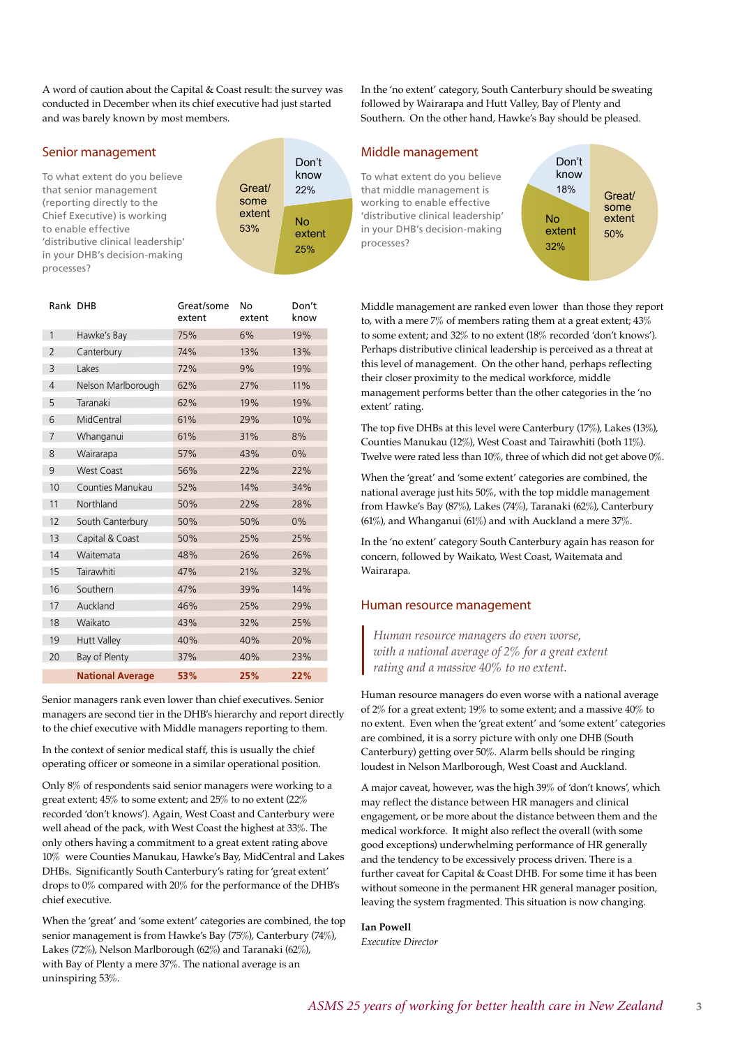A word of caution about the Capital & Coast result: the survey was conducted in December when its chief executive had just started and was barely known by most members.

## Senior management

To what extent do you believe that senior management (reporting directly to the Chief Executive) is working to enable effective 'distributive clinical leadership' in your DHB's decision-making processes?

Great/some extent 53%
Don't know 22%
No extent 25%

| Rank | DHB | Great/some extent | No extent | Don't know |
|---|---|---|---|---|
| 1 | Hawke's Bay | 75% | 6% | 19% |
| 2 | Canterbury | 74% | 13% | 13% |
| 3 | Lakes | 72% | 9% | 19% |
| 4 | Nelson Marlborough | 62% | 27% | 11% |
| 5 | Taranaki | 62% | 19% | 19% |
| 6 | MidCentral | 61% | 29% | 10% |
| 7 | Whanganui | 61% | 31% | 8% |
| 8 | Wairarapa | 57% | 43% | 0% |
| 9 | West Coast | 56% | 22% | 22% |
| 10 | Counties Manukau | 52% | 14% | 34% |
| 11 | Northland | 50% | 22% | 28% |
| 12 | South Canterbury | 50% | 50% | 0% |
| 13 | Capital & Coast | 50% | 25% | 25% |
| 14 | Waitemata | 48% | 26% | 26% |
| 15 | Tairawhiti | 47% | 21% | 32% |
| 16 | Southern | 47% | 39% | 14% |
| 17 | Auckland | 46% | 25% | 29% |
| 18 | Waikato | 43% | 32% | 25% |
| 19 | Hutt Valley | 40% | 40% | 20% |
| 20 | Bay of Plenty | 37% | 40% | 23% |
| | **National Average** | **53%** | **25%** | **22%** |

Senior managers rank even lower than chief executives. Senior managers are second tier in the DHB's hierarchy and report directly to the chief executive with Middle managers reporting to them.

In the context of senior medical staff, this is usually the chief operating officer or someone in a similar operational position.

Only 8% of respondents said senior managers were working to a great extent; 45% to some extent; and 25% to no extent (22% recorded 'don't knows'). Again, West Coast and Canterbury were well ahead of the pack, with West Coast the highest at 33%. The only others having a commitment to a great extent rating above 10% were Counties Manukau, Hawke's Bay, MidCentral and Lakes DHBs. Significantly South Canterbury's rating for 'great extent' drops to 0% compared with 20% for the performance of the DHB's chief executive.

When the 'great' and 'some extent' categories are combined, the top senior management is from Hawke's Bay (75%), Canterbury (74%), Lakes (72%), Nelson Marlborough (62%) and Taranaki (62%), with Bay of Plenty a mere 37%. The national average is an uninspiring 53%.

In the 'no extent' category, South Canterbury should be sweating followed by Wairarapa and Hutt Valley, Bay of Plenty and Southern. On the other hand, Hawke's Bay should be pleased.

## Middle management

To what extent do you believe that middle management is working to enable effective 'distributive clinical leadership' in your DHB's decision-making processes?

Great/some extent 50%
Don't know 18%
No extent 32%

Middle management are ranked even lower than those they report to, with a mere 7% of members rating them at a great extent; 43% to some extent; and 32% to no extent (18% recorded 'don't knows'). Perhaps distributive clinical leadership is perceived as a threat at this level of management. On the other hand, perhaps reflecting their closer proximity to the medical workforce, middle management performs better than the other categories in the 'no extent' rating.

The top five DHBs at this level were Canterbury (17%), Lakes (13%), Counties Manukau (12%), West Coast and Tairawhiti (both 11%). Twelve were rated less than 10%, three of which did not get above 0%.

When the 'great' and 'some extent' categories are combined, the national average just hits 50%, with the top middle management from Hawke's Bay (87%), Lakes (74%), Taranaki (62%), Canterbury (61%), and Whanganui (61%) and with Auckland a mere 37%.

In the 'no extent' category South Canterbury again has reason for concern, followed by Waikato, West Coast, Waitemata and Wairarapa.

## Human resource management

> *Human resource managers do even worse, with a national average of 2% for a great extent rating and a massive 40% to no extent.*

Human resource managers do even worse with a national average of 2% for a great extent; 19% to some extent; and a massive 40% to no extent. Even when the 'great extent' and 'some extent' categories are combined, it is a sorry picture with only one DHB (South Canterbury) getting over 50%. Alarm bells should be ringing loudest in Nelson Marlborough, West Coast and Auckland.

A major caveat, however, was the high 39% of 'don't knows', which may reflect the distance between HR managers and clinical engagement, or be more about the distance between them and the medical workforce. It might also reflect the overall (with some good exceptions) underwhelming performance of HR generally and the tendency to be excessively process driven. There is a further caveat for Capital & Coast DHB. For some time it has been without someone in the permanent HR general manager position, leaving the system fragmented. This situation is now changing.

**Ian Powell**
*Executive Director*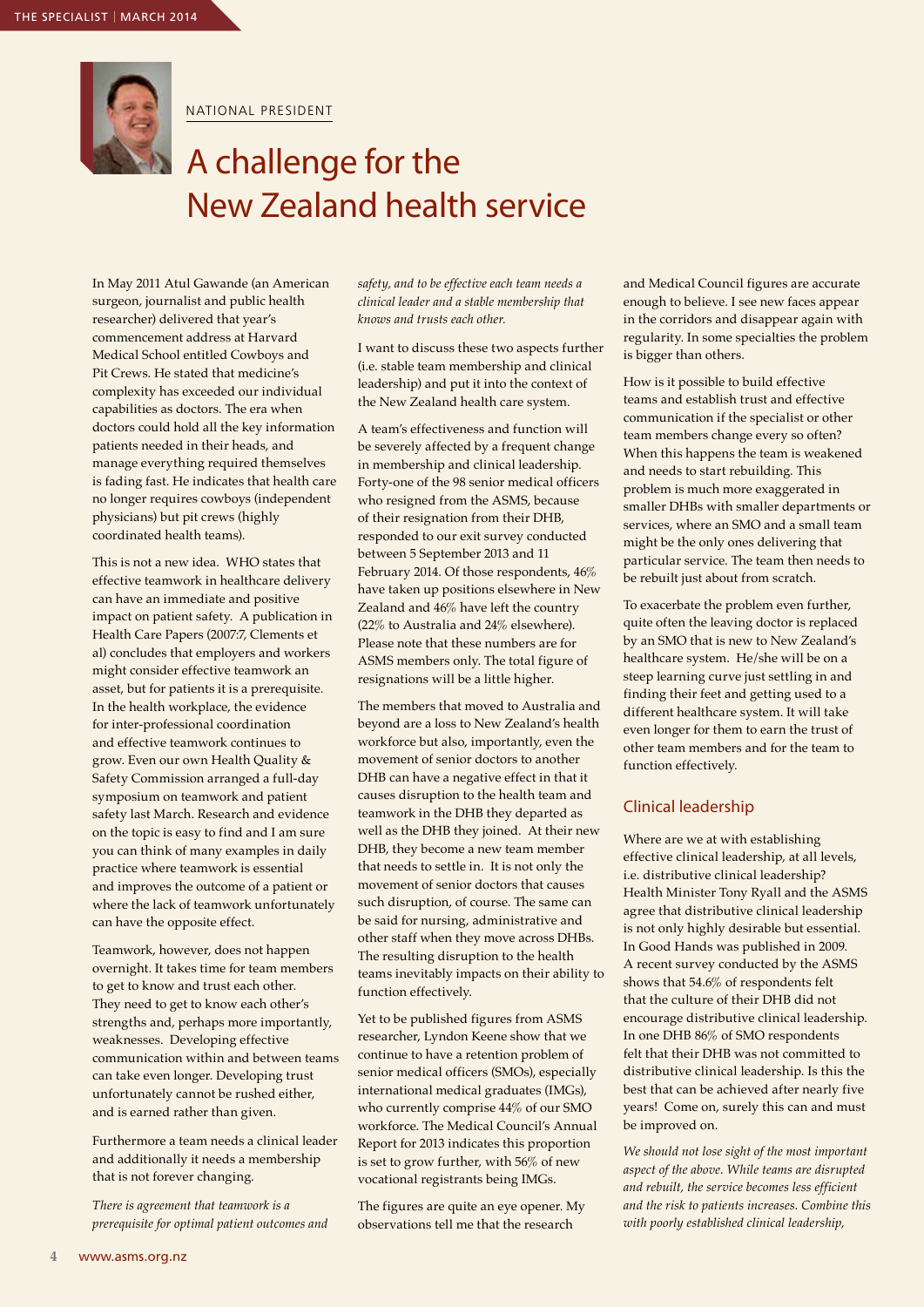NATIONAL PRESIDENT

# A challenge for the New Zealand health service

In May 2011 Atul Gawande (an American surgeon, journalist and public health researcher) delivered that year's commencement address at Harvard Medical School entitled Cowboys and Pit Crews. He stated that medicine's complexity has exceeded our individual capabilities as doctors. The era when doctors could hold all the key information patients needed in their heads, and manage everything required themselves is fading fast. He indicates that health care no longer requires cowboys (independent physicians) but pit crews (highly coordinated health teams).

This is not a new idea. WHO states that effective teamwork in healthcare delivery can have an immediate and positive impact on patient safety. A publication in Health Care Papers (2007:7, Clements et al) concludes that employers and workers might consider effective teamwork an asset, but for patients it is a prerequisite. In the health workplace, the evidence for inter-professional coordination and effective teamwork continues to grow. Even our own Health Quality & Safety Commission arranged a full-day symposium on teamwork and patient safety last March. Research and evidence on the topic is easy to find and I am sure you can think of many examples in daily practice where teamwork is essential and improves the outcome of a patient or where the lack of teamwork unfortunately can have the opposite effect.

Teamwork, however, does not happen overnight. It takes time for team members to get to know and trust each other. They need to get to know each other's strengths and, perhaps more importantly, weaknesses. Developing effective communication within and between teams can take even longer. Developing trust unfortunately cannot be rushed either, and is earned rather than given.

Furthermore a team needs a clinical leader and additionally it needs a membership that is not forever changing.

*There is agreement that teamwork is a prerequisite for optimal patient outcomes and safety, and to be effective each team needs a clinical leader and a stable membership that knows and trusts each other.*

I want to discuss these two aspects further (i.e. stable team membership and clinical leadership) and put it into the context of the New Zealand health care system.

A team's effectiveness and function will be severely affected by a frequent change in membership and clinical leadership. Forty-one of the 98 senior medical officers who resigned from the ASMS, because of their resignation from their DHB, responded to our exit survey conducted between 5 September 2013 and 11 February 2014. Of those respondents, 46% have taken up positions elsewhere in New Zealand and 46% have left the country (22% to Australia and 24% elsewhere). Please note that these numbers are for ASMS members only. The total figure of resignations will be a little higher.

The members that moved to Australia and beyond are a loss to New Zealand's health workforce but also, importantly, even the movement of senior doctors to another DHB can have a negative effect in that it causes disruption to the health team and teamwork in the DHB they departed as well as the DHB they joined. At their new DHB, they become a new team member that needs to settle in. It is not only the movement of senior doctors that causes such disruption, of course. The same can be said for nursing, administrative and other staff when they move across DHBs. The resulting disruption to the health teams inevitably impacts on their ability to function effectively.

Yet to be published figures from ASMS researcher, Lyndon Keene show that we continue to have a retention problem of senior medical officers (SMOs), especially international medical graduates (IMGs), who currently comprise 44% of our SMO workforce. The Medical Council's Annual Report for 2013 indicates this proportion is set to grow further, with 56% of new vocational registrants being IMGs.

The figures are quite an eye opener. My observations tell me that the research and Medical Council figures are accurate enough to believe. I see new faces appear in the corridors and disappear again with regularity. In some specialties the problem is bigger than others.

How is it possible to build effective teams and establish trust and effective communication if the specialist or other team members change every so often? When this happens the team is weakened and needs to start rebuilding. This problem is much more exaggerated in smaller DHBs with smaller departments or services, where an SMO and a small team might be the only ones delivering that particular service. The team then needs to be rebuilt just about from scratch.

To exacerbate the problem even further, quite often the leaving doctor is replaced by an SMO that is new to New Zealand's healthcare system. He/she will be on a steep learning curve just settling in and finding their feet and getting used to a different healthcare system. It will take even longer for them to earn the trust of other team members and for the team to function effectively.

## Clinical leadership

Where are we at with establishing effective clinical leadership, at all levels, i.e. distributive clinical leadership? Health Minister Tony Ryall and the ASMS agree that distributive clinical leadership is not only highly desirable but essential. In Good Hands was published in 2009. A recent survey conducted by the ASMS shows that 54.6% of respondents felt that the culture of their DHB did not encourage distributive clinical leadership. In one DHB 86% of SMO respondents felt that their DHB was not committed to distributive clinical leadership. Is this the best that can be achieved after nearly five years! Come on, surely this can and must be improved on.

*We should not lose sight of the most important aspect of the above. While teams are disrupted and rebuilt, the service becomes less efficient and the risk to patients increases. Combine this with poorly established clinical leadership,*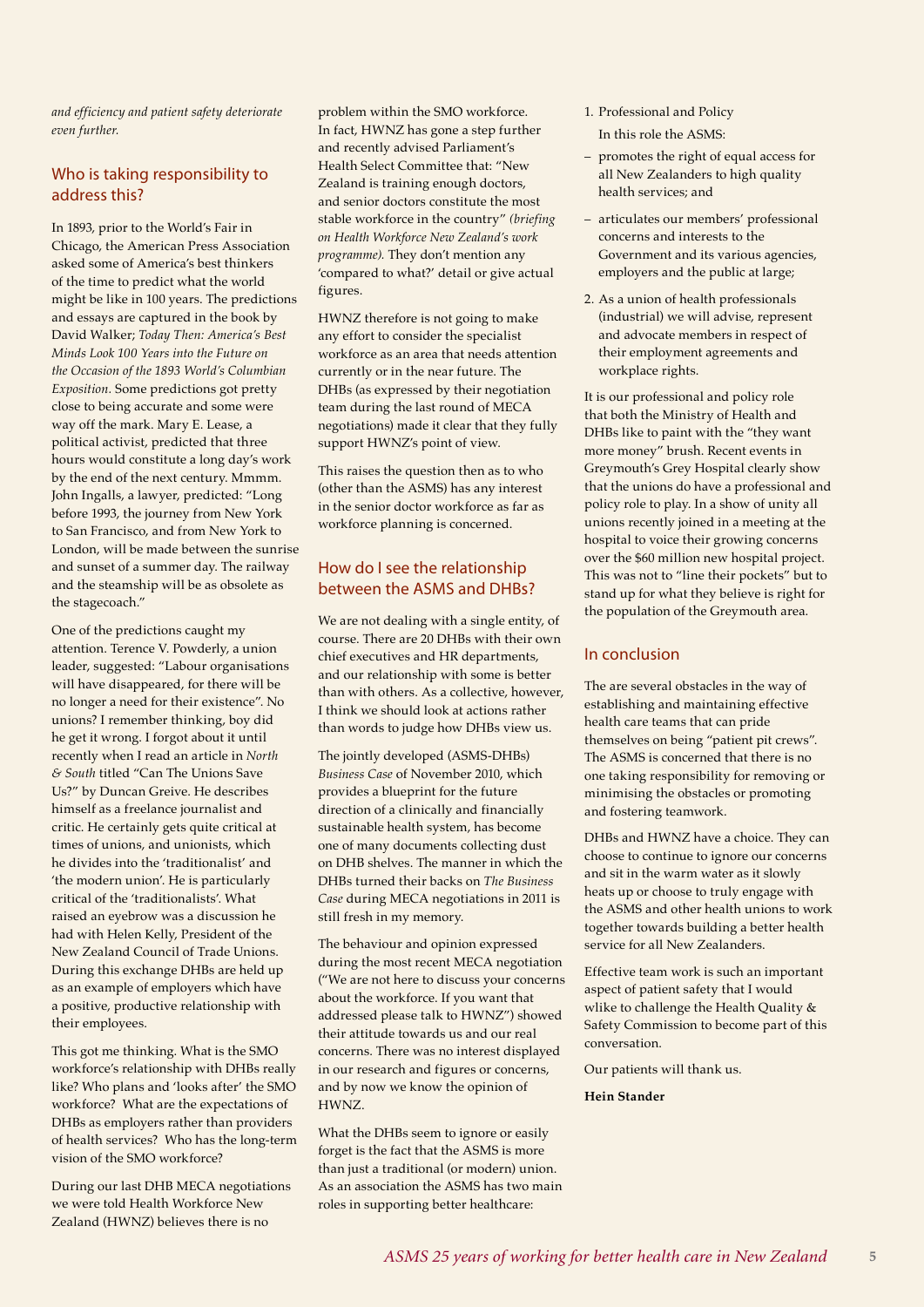*and efficiency and patient safety deteriorate even further.*

## Who is taking responsibility to address this?

In 1893, prior to the World's Fair in Chicago, the American Press Association asked some of America's best thinkers of the time to predict what the world might be like in 100 years. The predictions and essays are captured in the book by David Walker; *Today Then: America's Best Minds Look 100 Years into the Future on the Occasion of the 1893 World's Columbian Exposition.* Some predictions got pretty close to being accurate and some were way off the mark. Mary E. Lease, a political activist, predicted that three hours would constitute a long day's work by the end of the next century. Mmmm. John Ingalls, a lawyer, predicted: "Long before 1993, the journey from New York to San Francisco, and from New York to London, will be made between the sunrise and sunset of a summer day. The railway and the steamship will be as obsolete as the stagecoach."

One of the predictions caught my attention. Terence V. Powderly, a union leader, suggested: "Labour organisations will have disappeared, for there will be no longer a need for their existence". No unions? I remember thinking, boy did he get it wrong. I forgot about it until recently when I read an article in *North & South* titled "Can The Unions Save Us?" by Duncan Greive. He describes himself as a freelance journalist and critic. He certainly gets quite critical at times of unions, and unionists, which he divides into the 'traditionalist' and 'the modern union'. He is particularly critical of the 'traditionalists'. What raised an eyebrow was a discussion he had with Helen Kelly, President of the New Zealand Council of Trade Unions. During this exchange DHBs are held up as an example of employers which have a positive, productive relationship with their employees.

This got me thinking. What is the SMO workforce's relationship with DHBs really like? Who plans and 'looks after' the SMO workforce? What are the expectations of DHBs as employers rather than providers of health services? Who has the long-term vision of the SMO workforce?

During our last DHB MECA negotiations we were told Health Workforce New Zealand (HWNZ) believes there is no problem within the SMO workforce. In fact, HWNZ has gone a step further and recently advised Parliament's Health Select Committee that: "New Zealand is training enough doctors, and senior doctors constitute the most stable workforce in the country" *(briefing on Health Workforce New Zealand's work programme).* They don't mention any 'compared to what?' detail or give actual figures.

HWNZ therefore is not going to make any effort to consider the specialist workforce as an area that needs attention currently or in the near future. The DHBs (as expressed by their negotiation team during the last round of MECA negotiations) made it clear that they fully support HWNZ's point of view.

This raises the question then as to who (other than the ASMS) has any interest in the senior doctor workforce as far as workforce planning is concerned.

## How do I see the relationship between the ASMS and DHBs?

We are not dealing with a single entity, of course. There are 20 DHBs with their own chief executives and HR departments, and our relationship with some is better than with others. As a collective, however, I think we should look at actions rather than words to judge how DHBs view us.

The jointly developed (ASMS-DHBs) *Business Case* of November 2010, which provides a blueprint for the future direction of a clinically and financially sustainable health system, has become one of many documents collecting dust on DHB shelves. The manner in which the DHBs turned their backs on *The Business Case* during MECA negotiations in 2011 is still fresh in my memory.

The behaviour and opinion expressed during the most recent MECA negotiation ("We are not here to discuss your concerns about the workforce. If you want that addressed please talk to HWNZ") showed their attitude towards us and our real concerns. There was no interest displayed in our research and figures or concerns, and by now we know the opinion of HWNZ.

What the DHBs seem to ignore or easily forget is the fact that the ASMS is more than just a traditional (or modern) union. As an association the ASMS has two main roles in supporting better healthcare:

1. Professional and Policy

   In this role the ASMS:

   – promotes the right of equal access for all New Zealanders to high quality health services; and

   – articulates our members' professional concerns and interests to the Government and its various agencies, employers and the public at large;

2. As a union of health professionals (industrial) we will advise, represent and advocate members in respect of their employment agreements and workplace rights.

It is our professional and policy role that both the Ministry of Health and DHBs like to paint with the "they want more money" brush. Recent events in Greymouth's Grey Hospital clearly show that the unions do have a professional and policy role to play. In a show of unity all unions recently joined in a meeting at the hospital to voice their growing concerns over the $60 million new hospital project. This was not to "line their pockets" but to stand up for what they believe is right for the population of the Greymouth area.

## In conclusion

The are several obstacles in the way of establishing and maintaining effective health care teams that can pride themselves on being "patient pit crews". The ASMS is concerned that there is no one taking responsibility for removing or minimising the obstacles or promoting and fostering teamwork.

DHBs and HWNZ have a choice. They can choose to continue to ignore our concerns and sit in the warm water as it slowly heats up or choose to truly engage with the ASMS and other health unions to work together towards building a better health service for all New Zealanders.

Effective team work is such an important aspect of patient safety that I would wlike to challenge the Health Quality & Safety Commission to become part of this conversation.

Our patients will thank us.

**Hein Stander**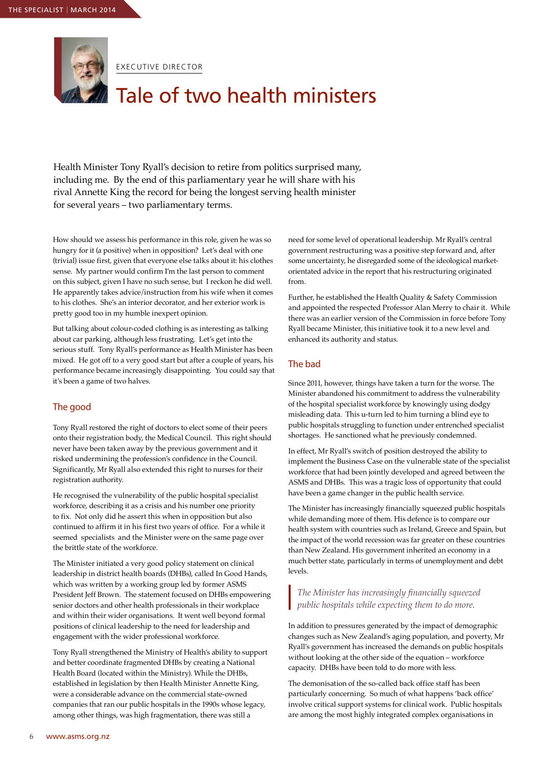EXECUTIVE DIRECTOR

# Tale of two health ministers

Health Minister Tony Ryall's decision to retire from politics surprised many, including me. By the end of this parliamentary year he will share with his rival Annette King the record for being the longest serving health minister for several years – two parliamentary terms.

How should we assess his performance in this role, given he was so hungry for it (a positive) when in opposition? Let's deal with one (trivial) issue first, given that everyone else talks about it: his clothes sense. My partner would confirm I'm the last person to comment on this subject, given I have no such sense, but I reckon he did well. He apparently takes advice/instruction from his wife when it comes to his clothes. She's an interior decorator, and her exterior work is pretty good too in my humble inexpert opinion.

But talking about colour-coded clothing is as interesting as talking about car parking, although less frustrating. Let's get into the serious stuff. Tony Ryall's performance as Health Minister has been mixed. He got off to a very good start but after a couple of years, his performance became increasingly disappointing. You could say that it's been a game of two halves.

## The good

Tony Ryall restored the right of doctors to elect some of their peers onto their registration body, the Medical Council. This right should never have been taken away by the previous government and it risked undermining the profession's confidence in the Council. Significantly, Mr Ryall also extended this right to nurses for their registration authority.

He recognised the vulnerability of the public hospital specialist workforce, describing it as a crisis and his number one priority to fix. Not only did he assert this when in opposition but also continued to affirm it in his first two years of office. For a while it seemed specialists and the Minister were on the same page over the brittle state of the workforce.

The Minister initiated a very good policy statement on clinical leadership in district health boards (DHBs), called In Good Hands, which was written by a working group led by former ASMS President Jeff Brown. The statement focused on DHBs empowering senior doctors and other health professionals in their workplace and within their wider organisations. It went well beyond formal positions of clinical leadership to the need for leadership and engagement with the wider professional workforce.

Tony Ryall strengthened the Ministry of Health's ability to support and better coordinate fragmented DHBs by creating a National Health Board (located within the Ministry). While the DHBs, established in legislation by then Health Minister Annette King, were a considerable advance on the commercial state-owned companies that ran our public hospitals in the 1990s whose legacy, among other things, was high fragmentation, there was still a need for some level of operational leadership. Mr Ryall's central government restructuring was a positive step forward and, after some uncertainty, he disregarded some of the ideological market-orientated advice in the report that his restructuring originated from.

Further, he established the Health Quality & Safety Commission and appointed the respected Professor Alan Merry to chair it. While there was an earlier version of the Commission in force before Tony Ryall became Minister, this initiative took it to a new level and enhanced its authority and status.

## The bad

Since 2011, however, things have taken a turn for the worse. The Minister abandoned his commitment to address the vulnerability of the hospital specialist workforce by knowingly using dodgy misleading data. This u-turn led to him turning a blind eye to public hospitals struggling to function under entrenched specialist shortages. He sanctioned what he previously condemned.

In effect, Mr Ryall's switch of position destroyed the ability to implement the Business Case on the vulnerable state of the specialist workforce that had been jointly developed and agreed between the ASMS and DHBs. This was a tragic loss of opportunity that could have been a game changer in the public health service.

The Minister has increasingly financially squeezed public hospitals while demanding more of them. His defence is to compare our health system with countries such as Ireland, Greece and Spain, but the impact of the world recession was far greater on these countries than New Zealand. His government inherited an economy in a much better state, particularly in terms of unemployment and debt levels.

> *The Minister has increasingly financially squeezed public hospitals while expecting them to do more.*

In addition to pressures generated by the impact of demographic changes such as New Zealand's aging population, and poverty, Mr Ryall's government has increased the demands on public hospitals without looking at the other side of the equation – workforce capacity. DHBs have been told to do more with less.

The demonisation of the so-called back office staff has been particularly concerning. So much of what happens 'back office' involve critical support systems for clinical work. Public hospitals are among the most highly integrated complex organisations in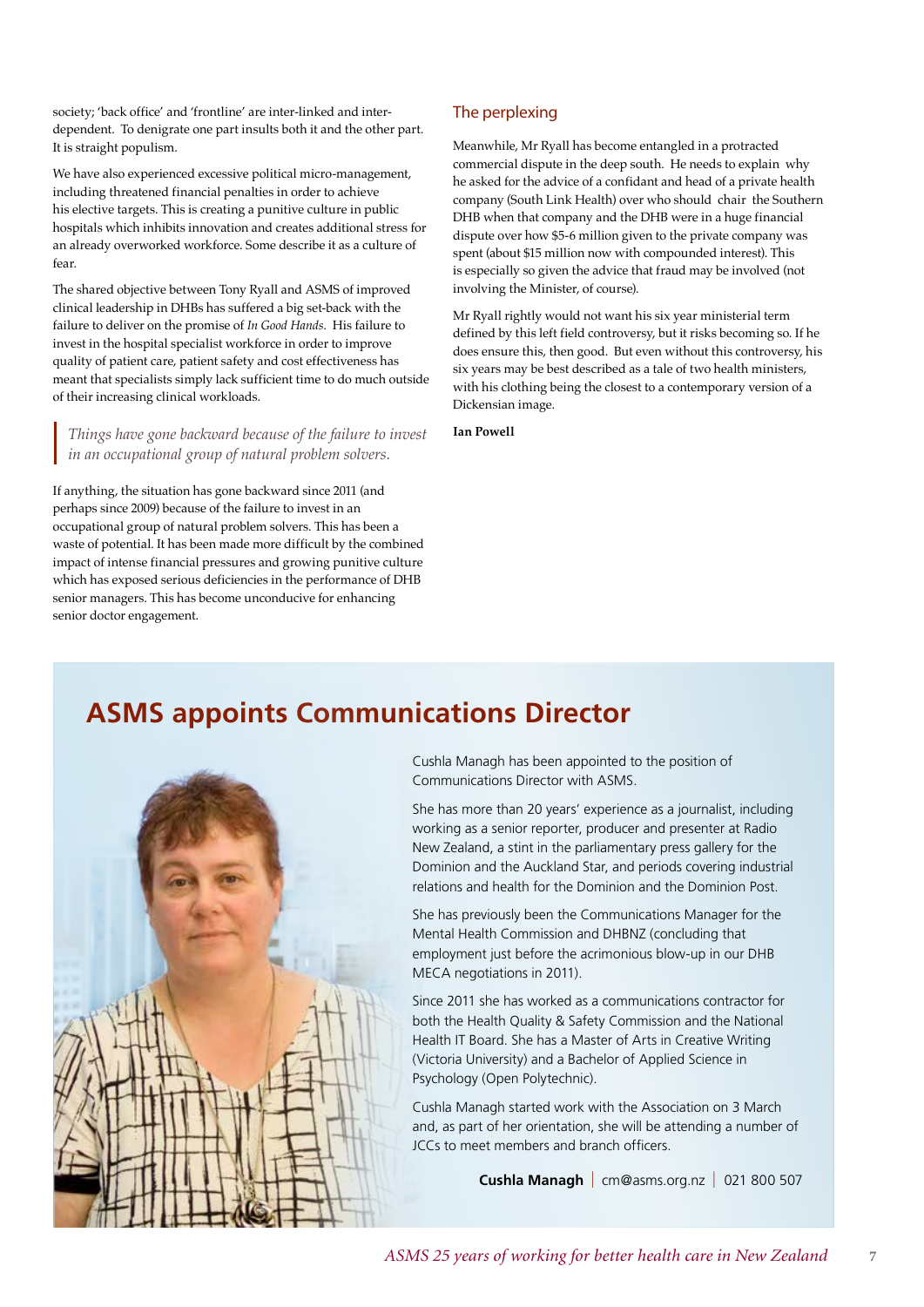society; 'back office' and 'frontline' are inter-linked and inter-dependent. To denigrate one part insults both it and the other part. It is straight populism.

We have also experienced excessive political micro-management, including threatened financial penalties in order to achieve his elective targets. This is creating a punitive culture in public hospitals which inhibits innovation and creates additional stress for an already overworked workforce. Some describe it as a culture of fear.

The shared objective between Tony Ryall and ASMS of improved clinical leadership in DHBs has suffered a big set-back with the failure to deliver on the promise of *In Good Hands*. His failure to invest in the hospital specialist workforce in order to improve quality of patient care, patient safety and cost effectiveness has meant that specialists simply lack sufficient time to do much outside of their increasing clinical workloads.

> *Things have gone backward because of the failure to invest in an occupational group of natural problem solvers.*

If anything, the situation has gone backward since 2011 (and perhaps since 2009) because of the failure to invest in an occupational group of natural problem solvers. This has been a waste of potential. It has been made more difficult by the combined impact of intense financial pressures and growing punitive culture which has exposed serious deficiencies in the performance of DHB senior managers. This has become unconducive for enhancing senior doctor engagement.

### The perplexing

Meanwhile, Mr Ryall has become entangled in a protracted commercial dispute in the deep south. He needs to explain why he asked for the advice of a confidant and head of a private health company (South Link Health) over who should chair the Southern DHB when that company and the DHB were in a huge financial dispute over how $5-6 million given to the private company was spent (about $15 million now with compounded interest). This is especially so given the advice that fraud may be involved (not involving the Minister, of course).

Mr Ryall rightly would not want his six year ministerial term defined by this left field controversy, but it risks becoming so. If he does ensure this, then good. But even without this controversy, his six years may be best described as a tale of two health ministers, with his clothing being the closest to a contemporary version of a Dickensian image.

**Ian Powell**

## ASMS appoints Communications Director

Cushla Managh has been appointed to the position of Communications Director with ASMS.

She has more than 20 years' experience as a journalist, including working as a senior reporter, producer and presenter at Radio New Zealand, a stint in the parliamentary press gallery for the Dominion and the Auckland Star, and periods covering industrial relations and health for the Dominion and the Dominion Post.

She has previously been the Communications Manager for the Mental Health Commission and DHBNZ (concluding that employment just before the acrimonious blow-up in our DHB MECA negotiations in 2011).

Since 2011 she has worked as a communications contractor for both the Health Quality & Safety Commission and the National Health IT Board. She has a Master of Arts in Creative Writing (Victoria University) and a Bachelor of Applied Science in Psychology (Open Polytechnic).

Cushla Managh started work with the Association on 3 March and, as part of her orientation, she will be attending a number of JCCs to meet members and branch officers.

**Cushla Managh** | cm@asms.org.nz | 021 800 507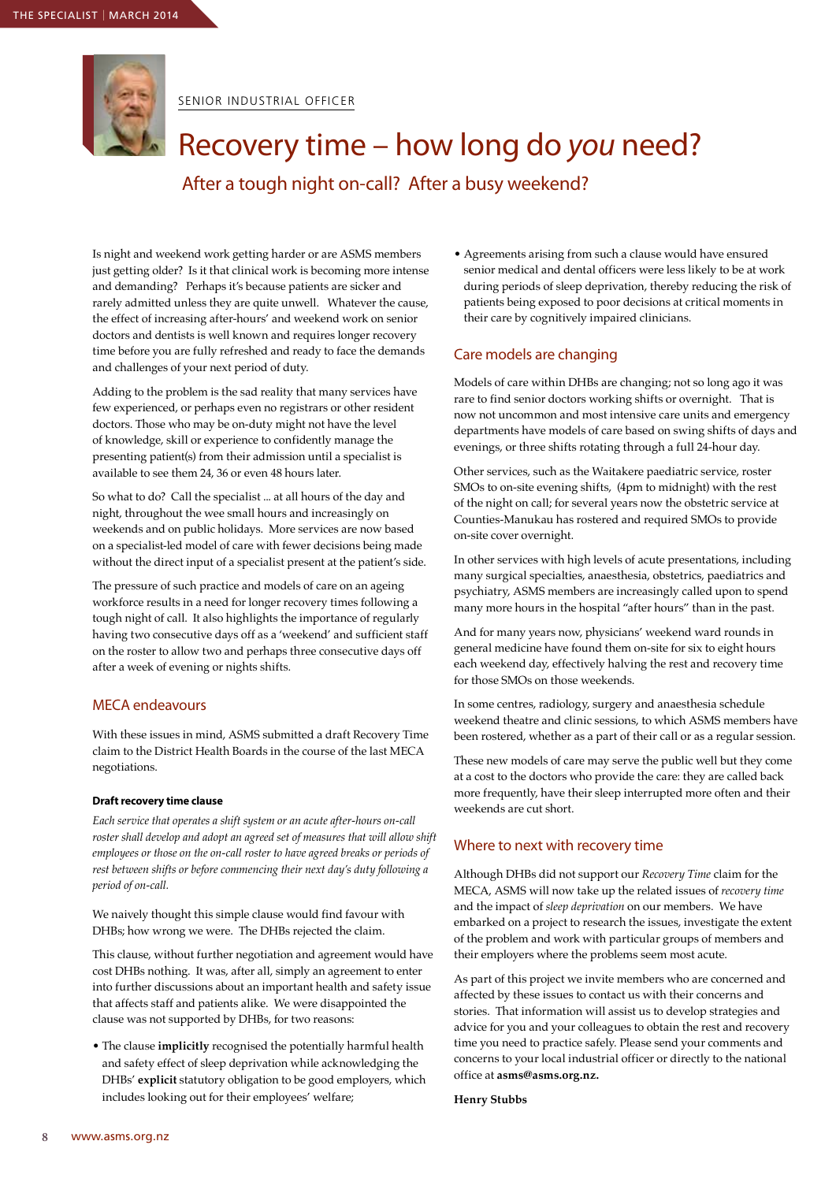SENIOR INDUSTRIAL OFFICER

# Recovery time – how long do *you* need?

## After a tough night on-call? After a busy weekend?

Is night and weekend work getting harder or are ASMS members just getting older? Is it that clinical work is becoming more intense and demanding? Perhaps it's because patients are sicker and rarely admitted unless they are quite unwell. Whatever the cause, the effect of increasing after-hours' and weekend work on senior doctors and dentists is well known and requires longer recovery time before you are fully refreshed and ready to face the demands and challenges of your next period of duty.

Adding to the problem is the sad reality that many services have few experienced, or perhaps even no registrars or other resident doctors. Those who may be on-duty might not have the level of knowledge, skill or experience to confidently manage the presenting patient(s) from their admission until a specialist is available to see them 24, 36 or even 48 hours later.

So what to do? Call the specialist ... at all hours of the day and night, throughout the wee small hours and increasingly on weekends and on public holidays. More services are now based on a specialist-led model of care with fewer decisions being made without the direct input of a specialist present at the patient's side.

The pressure of such practice and models of care on an ageing workforce results in a need for longer recovery times following a tough night of call. It also highlights the importance of regularly having two consecutive days off as a 'weekend' and sufficient staff on the roster to allow two and perhaps three consecutive days off after a week of evening or nights shifts.

### MECA endeavours

With these issues in mind, ASMS submitted a draft Recovery Time claim to the District Health Boards in the course of the last MECA negotiations.

**Draft recovery time clause**

*Each service that operates a shift system or an acute after-hours on-call roster shall develop and adopt an agreed set of measures that will allow shift employees or those on the on-call roster to have agreed breaks or periods of rest between shifts or before commencing their next day's duty following a period of on-call.*

We naively thought this simple clause would find favour with DHBs; how wrong we were. The DHBs rejected the claim.

This clause, without further negotiation and agreement would have cost DHBs nothing. It was, after all, simply an agreement to enter into further discussions about an important health and safety issue that affects staff and patients alike. We were disappointed the clause was not supported by DHBs, for two reasons:

- The clause **implicitly** recognised the potentially harmful health and safety effect of sleep deprivation while acknowledging the DHBs' **explicit** statutory obligation to be good employers, which includes looking out for their employees' welfare;
- Agreements arising from such a clause would have ensured senior medical and dental officers were less likely to be at work during periods of sleep deprivation, thereby reducing the risk of patients being exposed to poor decisions at critical moments in their care by cognitively impaired clinicians.

### Care models are changing

Models of care within DHBs are changing; not so long ago it was rare to find senior doctors working shifts or overnight. That is now not uncommon and most intensive care units and emergency departments have models of care based on swing shifts of days and evenings, or three shifts rotating through a full 24-hour day.

Other services, such as the Waitakere paediatric service, roster SMOs to on-site evening shifts, (4pm to midnight) with the rest of the night on call; for several years now the obstetric service at Counties-Manukau has rostered and required SMOs to provide on-site cover overnight.

In other services with high levels of acute presentations, including many surgical specialties, anaesthesia, obstetrics, paediatrics and psychiatry, ASMS members are increasingly called upon to spend many more hours in the hospital "after hours" than in the past.

And for many years now, physicians' weekend ward rounds in general medicine have found them on-site for six to eight hours each weekend day, effectively halving the rest and recovery time for those SMOs on those weekends.

In some centres, radiology, surgery and anaesthesia schedule weekend theatre and clinic sessions, to which ASMS members have been rostered, whether as a part of their call or as a regular session.

These new models of care may serve the public well but they come at a cost to the doctors who provide the care: they are called back more frequently, have their sleep interrupted more often and their weekends are cut short.

### Where to next with recovery time

Although DHBs did not support our *Recovery Time* claim for the MECA, ASMS will now take up the related issues of *recovery time* and the impact of *sleep deprivation* on our members. We have embarked on a project to research the issues, investigate the extent of the problem and work with particular groups of members and their employers where the problems seem most acute.

As part of this project we invite members who are concerned and affected by these issues to contact us with their concerns and stories. That information will assist us to develop strategies and advice for you and your colleagues to obtain the rest and recovery time you need to practice safely. Please send your comments and concerns to your local industrial officer or directly to the national office at **asms@asms.org.nz.**

**Henry Stubbs**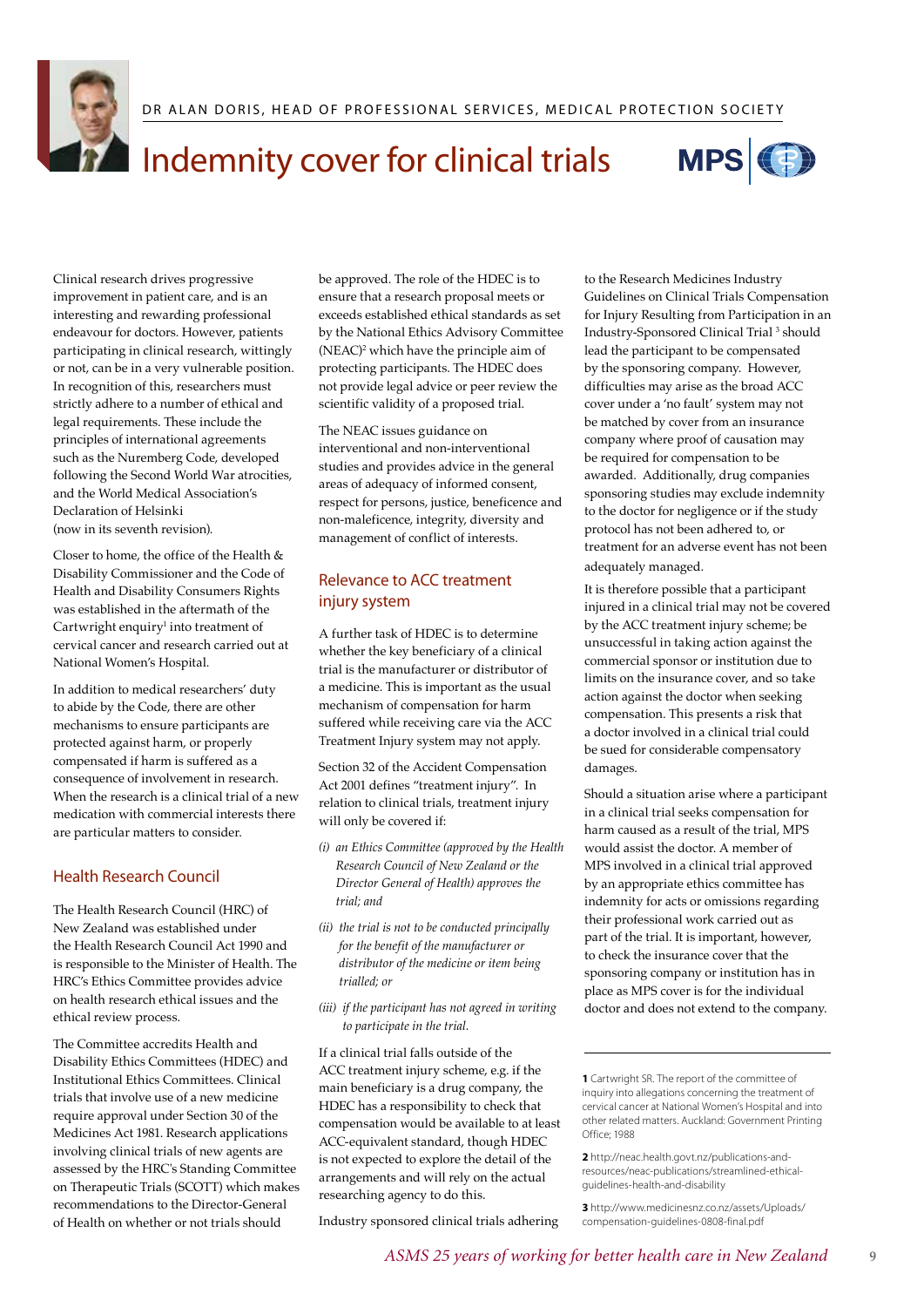DR ALAN DORIS, HEAD OF PROFESSIONAL SERVICES, MEDICAL PROTECTION SOCIETY

# Indemnity cover for clinical trials

Clinical research drives progressive improvement in patient care, and is an interesting and rewarding professional endeavour for doctors. However, patients participating in clinical research, wittingly or not, can be in a very vulnerable position. In recognition of this, researchers must strictly adhere to a number of ethical and legal requirements. These include the principles of international agreements such as the Nuremberg Code, developed following the Second World War atrocities, and the World Medical Association's Declaration of Helsinki (now in its seventh revision).

Closer to home, the office of the Health & Disability Commissioner and the Code of Health and Disability Consumers Rights was established in the aftermath of the Cartwright enquiry[1] into treatment of cervical cancer and research carried out at National Women's Hospital.

In addition to medical researchers' duty to abide by the Code, there are other mechanisms to ensure participants are protected against harm, or properly compensated if harm is suffered as a consequence of involvement in research. When the research is a clinical trial of a new medication with commercial interests there are particular matters to consider.

## Health Research Council

The Health Research Council (HRC) of New Zealand was established under the Health Research Council Act 1990 and is responsible to the Minister of Health. The HRC's Ethics Committee provides advice on health research ethical issues and the ethical review process.

The Committee accredits Health and Disability Ethics Committees (HDEC) and Institutional Ethics Committees. Clinical trials that involve use of a new medicine require approval under Section 30 of the Medicines Act 1981. Research applications involving clinical trials of new agents are assessed by the HRC's Standing Committee on Therapeutic Trials (SCOTT) which makes recommendations to the Director-General of Health on whether or not trials should be approved. The role of the HDEC is to ensure that a research proposal meets or exceeds established ethical standards as set by the National Ethics Advisory Committee (NEAC)[2] which have the principle aim of protecting participants. The HDEC does not provide legal advice or peer review the scientific validity of a proposed trial.

The NEAC issues guidance on interventional and non-interventional studies and provides advice in the general areas of adequacy of informed consent, respect for persons, justice, beneficence and non-maleficence, integrity, diversity and management of conflict of interests.

## Relevance to ACC treatment injury system

A further task of HDEC is to determine whether the key beneficiary of a clinical trial is the manufacturer or distributor of a medicine. This is important as the usual mechanism of compensation for harm suffered while receiving care via the ACC Treatment Injury system may not apply.

Section 32 of the Accident Compensation Act 2001 defines "treatment injury". In relation to clinical trials, treatment injury will only be covered if:

*(i) an Ethics Committee (approved by the Health Research Council of New Zealand or the Director General of Health) approves the trial; and*

*(ii) the trial is not to be conducted principally for the benefit of the manufacturer or distributor of the medicine or item being trialled; or*

*(iii) if the participant has not agreed in writing to participate in the trial.*

If a clinical trial falls outside of the ACC treatment injury scheme, e.g. if the main beneficiary is a drug company, the HDEC has a responsibility to check that compensation would be available to at least ACC-equivalent standard, though HDEC is not expected to explore the detail of the arrangements and will rely on the actual researching agency to do this.

Industry sponsored clinical trials adhering to the Research Medicines Industry Guidelines on Clinical Trials Compensation for Injury Resulting from Participation in an Industry-Sponsored Clinical Trial [3] should lead the participant to be compensated by the sponsoring company. However, difficulties may arise as the broad ACC cover under a 'no fault' system may not be matched by cover from an insurance company where proof of causation may be required for compensation to be awarded. Additionally, drug companies sponsoring studies may exclude indemnity to the doctor for negligence or if the study protocol has not been adhered to, or treatment for an adverse event has not been adequately managed.

It is therefore possible that a participant injured in a clinical trial may not be covered by the ACC treatment injury scheme; be unsuccessful in taking action against the commercial sponsor or institution due to limits on the insurance cover, and so take action against the doctor when seeking compensation. This presents a risk that a doctor involved in a clinical trial could be sued for considerable compensatory damages.

Should a situation arise where a participant in a clinical trial seeks compensation for harm caused as a result of the trial, MPS would assist the doctor. A member of MPS involved in a clinical trial approved by an appropriate ethics committee has indemnity for acts or omissions regarding their professional work carried out as part of the trial. It is important, however, to check the insurance cover that the sponsoring company or institution has in place as MPS cover is for the individual doctor and does not extend to the company.

---

**1** Cartwright SR. The report of the committee of inquiry into allegations concerning the treatment of cervical cancer at National Women's Hospital and into other related matters. Auckland: Government Printing Office; 1988

**2** http://neac.health.govt.nz/publications-and-resources/neac-publications/streamlined-ethical-guidelines-health-and-disability

**3** http://www.medicinesnz.co.nz/assets/Uploads/compensation-guidelines-0808-final.pdf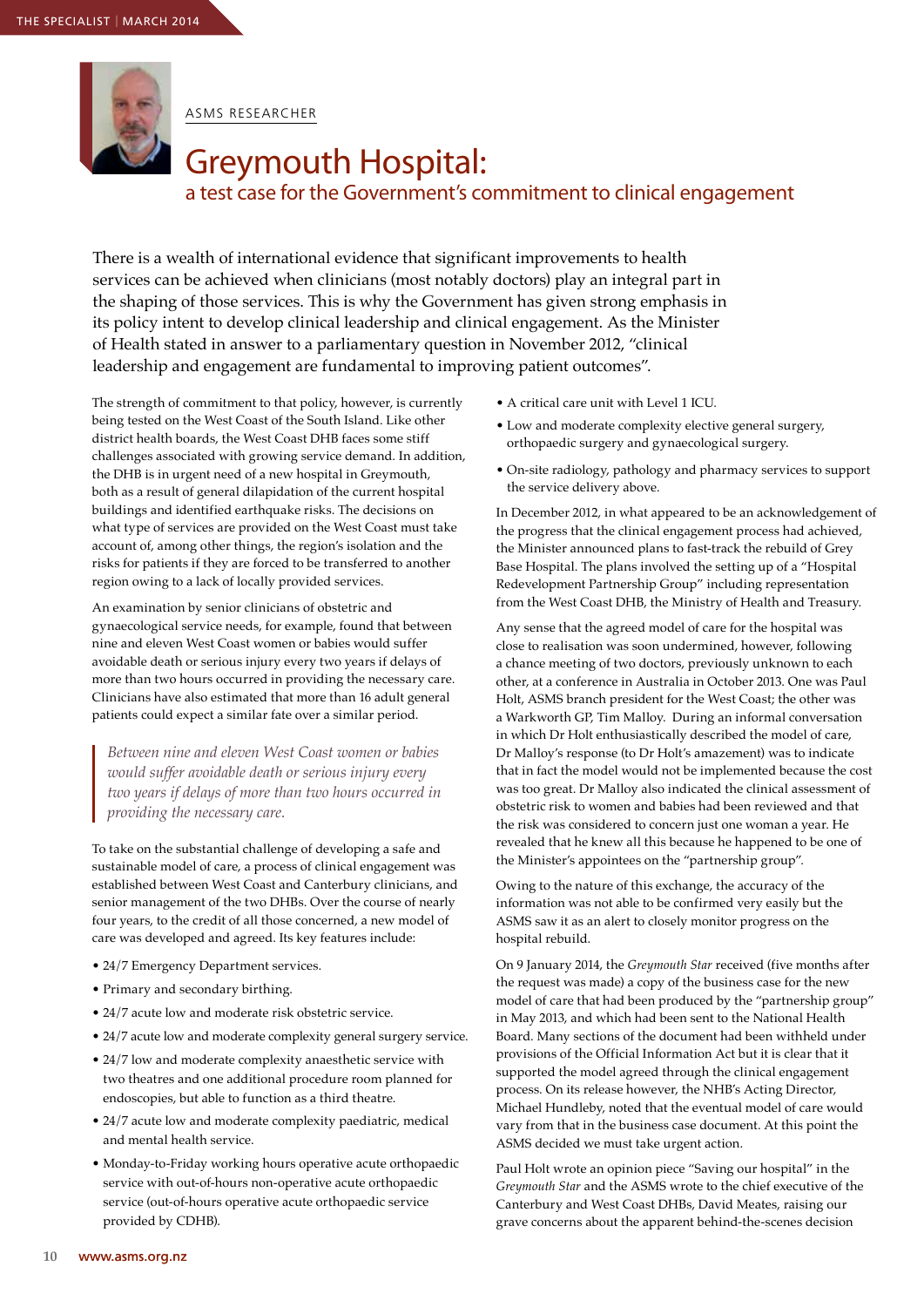ASMS RESEARCHER

# Greymouth Hospital:
## a test case for the Government's commitment to clinical engagement

There is a wealth of international evidence that significant improvements to health services can be achieved when clinicians (most notably doctors) play an integral part in the shaping of those services. This is why the Government has given strong emphasis in its policy intent to develop clinical leadership and clinical engagement. As the Minister of Health stated in answer to a parliamentary question in November 2012, "clinical leadership and engagement are fundamental to improving patient outcomes".

The strength of commitment to that policy, however, is currently being tested on the West Coast of the South Island. Like other district health boards, the West Coast DHB faces some stiff challenges associated with growing service demand. In addition, the DHB is in urgent need of a new hospital in Greymouth, both as a result of general dilapidation of the current hospital buildings and identified earthquake risks. The decisions on what type of services are provided on the West Coast must take account of, among other things, the region's isolation and the risks for patients if they are forced to be transferred to another region owing to a lack of locally provided services.

An examination by senior clinicians of obstetric and gynaecological service needs, for example, found that between nine and eleven West Coast women or babies would suffer avoidable death or serious injury every two years if delays of more than two hours occurred in providing the necessary care. Clinicians have also estimated that more than 16 adult general patients could expect a similar fate over a similar period.

> *Between nine and eleven West Coast women or babies would suffer avoidable death or serious injury every two years if delays of more than two hours occurred in providing the necessary care.*

To take on the substantial challenge of developing a safe and sustainable model of care, a process of clinical engagement was established between West Coast and Canterbury clinicians, and senior management of the two DHBs. Over the course of nearly four years, to the credit of all those concerned, a new model of care was developed and agreed. Its key features include:

- 24/7 Emergency Department services.
- Primary and secondary birthing.
- 24/7 acute low and moderate risk obstetric service.
- 24/7 acute low and moderate complexity general surgery service.
- 24/7 low and moderate complexity anaesthetic service with two theatres and one additional procedure room planned for endoscopies, but able to function as a third theatre.
- 24/7 acute low and moderate complexity paediatric, medical and mental health service.
- Monday-to-Friday working hours operative acute orthopaedic service with out-of-hours non-operative acute orthopaedic service (out-of-hours operative acute orthopaedic service provided by CDHB).
- A critical care unit with Level 1 ICU.
- Low and moderate complexity elective general surgery, orthopaedic surgery and gynaecological surgery.
- On-site radiology, pathology and pharmacy services to support the service delivery above.

In December 2012, in what appeared to be an acknowledgement of the progress that the clinical engagement process had achieved, the Minister announced plans to fast-track the rebuild of Grey Base Hospital. The plans involved the setting up of a "Hospital Redevelopment Partnership Group" including representation from the West Coast DHB, the Ministry of Health and Treasury.

Any sense that the agreed model of care for the hospital was close to realisation was soon undermined, however, following a chance meeting of two doctors, previously unknown to each other, at a conference in Australia in October 2013. One was Paul Holt, ASMS branch president for the West Coast; the other was a Warkworth GP, Tim Malloy. During an informal conversation in which Dr Holt enthusiastically described the model of care, Dr Malloy's response (to Dr Holt's amazement) was to indicate that in fact the model would not be implemented because the cost was too great. Dr Malloy also indicated the clinical assessment of obstetric risk to women and babies had been reviewed and that the risk was considered to concern just one woman a year. He revealed that he knew all this because he happened to be one of the Minister's appointees on the "partnership group".

Owing to the nature of this exchange, the accuracy of the information was not able to be confirmed very easily but the ASMS saw it as an alert to closely monitor progress on the hospital rebuild.

On 9 January 2014, the *Greymouth Star* received (five months after the request was made) a copy of the business case for the new model of care that had been produced by the "partnership group" in May 2013, and which had been sent to the National Health Board. Many sections of the document had been withheld under provisions of the Official Information Act but it is clear that it supported the model agreed through the clinical engagement process. On its release however, the NHB's Acting Director, Michael Hundleby, noted that the eventual model of care would vary from that in the business case document. At this point the ASMS decided we must take urgent action.

Paul Holt wrote an opinion piece "Saving our hospital" in the *Greymouth Star* and the ASMS wrote to the chief executive of the Canterbury and West Coast DHBs, David Meates, raising our grave concerns about the apparent behind-the-scenes decision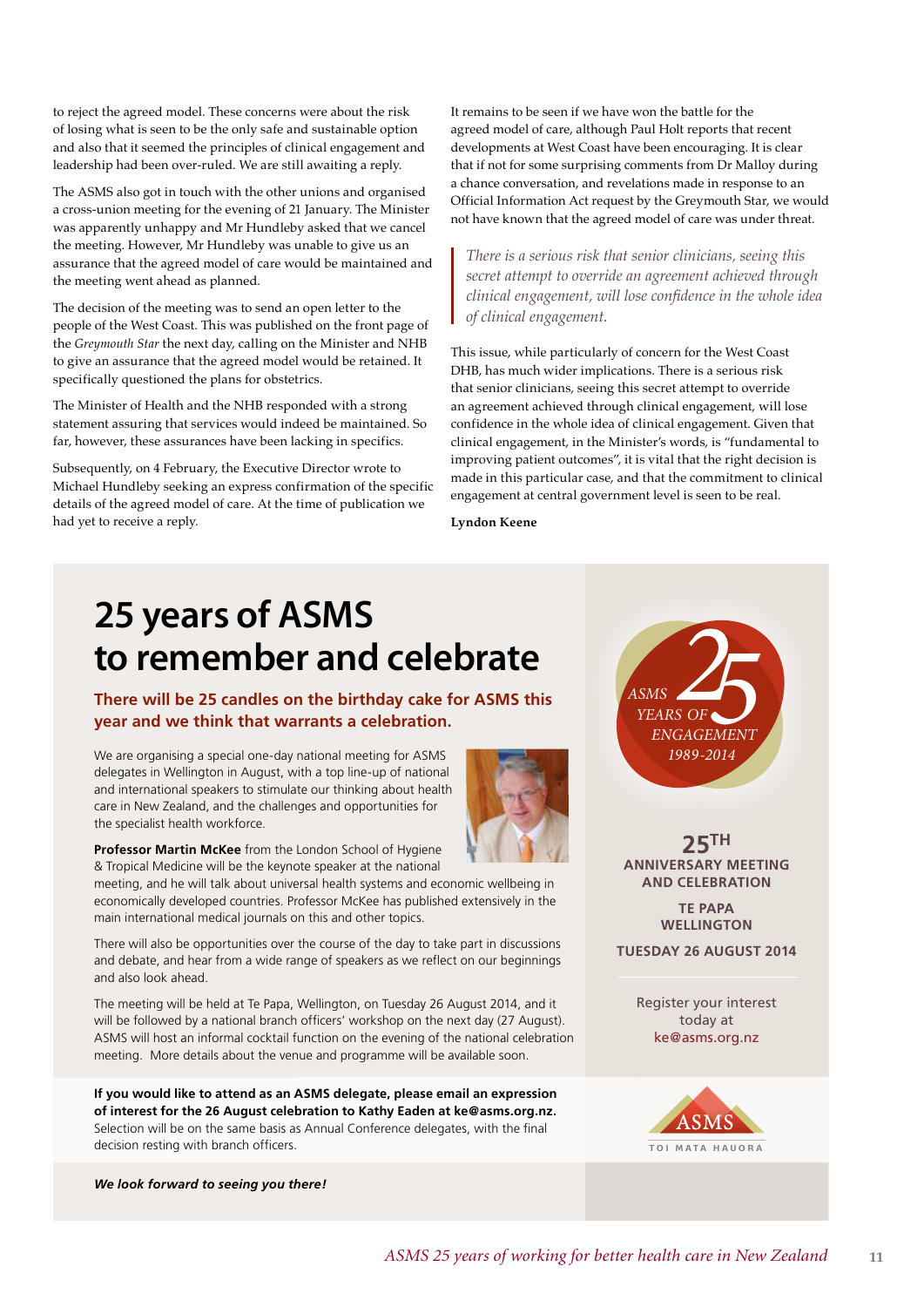to reject the agreed model. These concerns were about the risk of losing what is seen to be the only safe and sustainable option and also that it seemed the principles of clinical engagement and leadership had been over-ruled. We are still awaiting a reply.

The ASMS also got in touch with the other unions and organised a cross-union meeting for the evening of 21 January. The Minister was apparently unhappy and Mr Hundleby asked that we cancel the meeting. However, Mr Hundleby was unable to give us an assurance that the agreed model of care would be maintained and the meeting went ahead as planned.

The decision of the meeting was to send an open letter to the people of the West Coast. This was published on the front page of the *Greymouth Star* the next day, calling on the Minister and NHB to give an assurance that the agreed model would be retained. It specifically questioned the plans for obstetrics.

The Minister of Health and the NHB responded with a strong statement assuring that services would indeed be maintained. So far, however, these assurances have been lacking in specifics.

Subsequently, on 4 February, the Executive Director wrote to Michael Hundleby seeking an express confirmation of the specific details of the agreed model of care. At the time of publication we had yet to receive a reply.

It remains to be seen if we have won the battle for the agreed model of care, although Paul Holt reports that recent developments at West Coast have been encouraging. It is clear that if not for some surprising comments from Dr Malloy during a chance conversation, and revelations made in response to an Official Information Act request by the Greymouth Star, we would not have known that the agreed model of care was under threat.

> *There is a serious risk that senior clinicians, seeing this secret attempt to override an agreement achieved through clinical engagement, will lose confidence in the whole idea of clinical engagement.*

This issue, while particularly of concern for the West Coast DHB, has much wider implications. There is a serious risk that senior clinicians, seeing this secret attempt to override an agreement achieved through clinical engagement, will lose confidence in the whole idea of clinical engagement. Given that clinical engagement, in the Minister's words, is "fundamental to improving patient outcomes", it is vital that the right decision is made in this particular case, and that the commitment to clinical engagement at central government level is seen to be real.

**Lyndon Keene**

# 25 years of ASMS to remember and celebrate

**There will be 25 candles on the birthday cake for ASMS this year and we think that warrants a celebration.**

We are organising a special one-day national meeting for ASMS delegates in Wellington in August, with a top line-up of national and international speakers to stimulate our thinking about health care in New Zealand, and the challenges and opportunities for the specialist health workforce.

**Professor Martin McKee** from the London School of Hygiene & Tropical Medicine will be the keynote speaker at the national meeting, and he will talk about universal health systems and economic wellbeing in economically developed countries. Professor McKee has published extensively in the main international medical journals on this and other topics.

There will also be opportunities over the course of the day to take part in discussions and debate, and hear from a wide range of speakers as we reflect on our beginnings and also look ahead.

The meeting will be held at Te Papa, Wellington, on Tuesday 26 August 2014, and it will be followed by a national branch officers' workshop on the next day (27 August). ASMS will host an informal cocktail function on the evening of the national celebration meeting. More details about the venue and programme will be available soon.

**If you would like to attend as an ASMS delegate, please email an expression of interest for the 26 August celebration to Kathy Eaden at ke@asms.org.nz.** Selection will be on the same basis as Annual Conference delegates, with the final decision resting with branch officers.

***We look forward to seeing you there!***

*ASMS 25 YEARS OF ENGAGEMENT 1989-2014*

**25TH ANNIVERSARY MEETING AND CELEBRATION**

**TE PAPA WELLINGTON**

**TUESDAY 26 AUGUST 2014**

Register your interest today at ke@asms.org.nz

ASMS TOI MATA HAUORA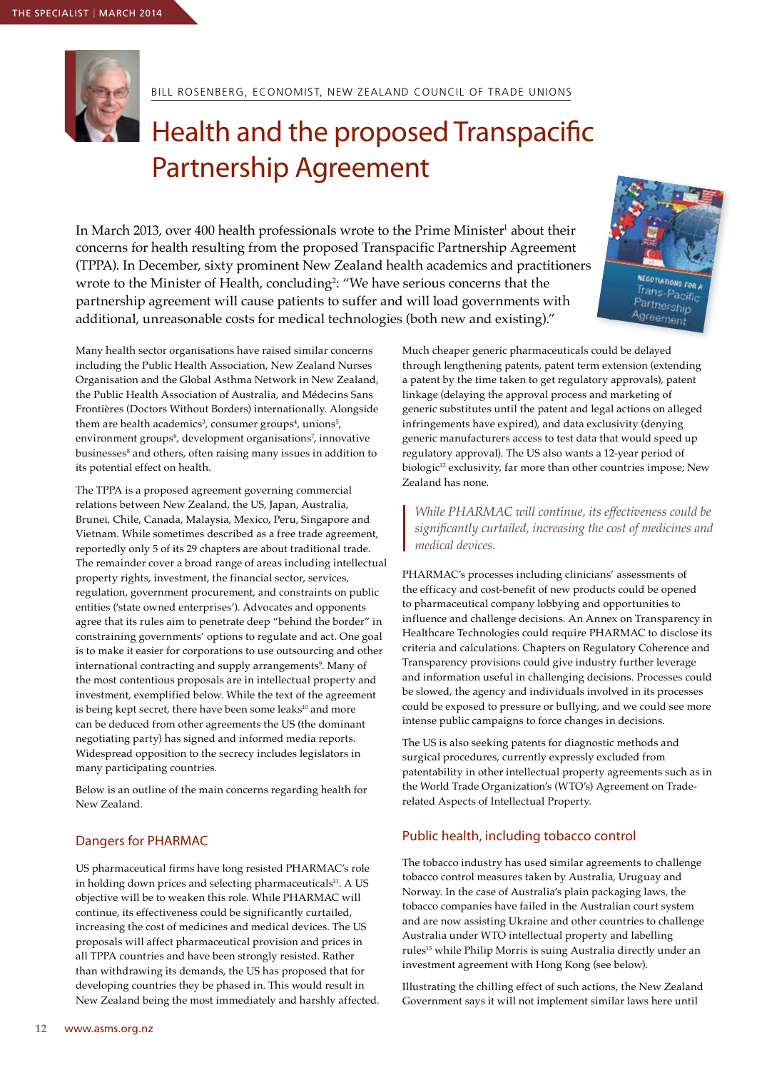BILL ROSENBERG, ECONOMIST, NEW ZEALAND COUNCIL OF TRADE UNIONS

# Health and the proposed Transpacific Partnership Agreement

In March 2013, over 400 health professionals wrote to the Prime Minister[1] about their concerns for health resulting from the proposed Transpacific Partnership Agreement (TPPA). In December, sixty prominent New Zealand health academics and practitioners wrote to the Minister of Health, concluding[2]: "We have serious concerns that the partnership agreement will cause patients to suffer and will load governments with additional, unreasonable costs for medical technologies (both new and existing)."

Many health sector organisations have raised similar concerns including the Public Health Association, New Zealand Nurses Organisation and the Global Asthma Network in New Zealand, the Public Health Association of Australia, and Médecins Sans Frontières (Doctors Without Borders) internationally. Alongside them are health academics[3], consumer groups[4], unions[5], environment groups[6], development organisations[7], innovative businesses[8] and others, often raising many issues in addition to its potential effect on health.

The TPPA is a proposed agreement governing commercial relations between New Zealand, the US, Japan, Australia, Brunei, Chile, Canada, Malaysia, Mexico, Peru, Singapore and Vietnam. While sometimes described as a free trade agreement, reportedly only 5 of its 29 chapters are about traditional trade. The remainder cover a broad range of areas including intellectual property rights, investment, the financial sector, services, regulation, government procurement, and constraints on public entities ('state owned enterprises'). Advocates and opponents agree that its rules aim to penetrate deep "behind the border" in constraining governments' options to regulate and act. One goal is to make it easier for corporations to use outsourcing and other international contracting and supply arrangements[9]. Many of the most contentious proposals are in intellectual property and investment, exemplified below. While the text of the agreement is being kept secret, there have been some leaks[10] and more can be deduced from other agreements the US (the dominant negotiating party) has signed and informed media reports. Widespread opposition to the secrecy includes legislators in many participating countries.

Below is an outline of the main concerns regarding health for New Zealand.

## Dangers for PHARMAC

US pharmaceutical firms have long resisted PHARMAC's role in holding down prices and selecting pharmaceuticals[11]. A US objective will be to weaken this role. While PHARMAC will continue, its effectiveness could be significantly curtailed, increasing the cost of medicines and medical devices. The US proposals will affect pharmaceutical provision and prices in all TPPA countries and have been strongly resisted. Rather than withdrawing its demands, the US has proposed that for developing countries they be phased in. This would result in New Zealand being the most immediately and harshly affected.

Much cheaper generic pharmaceuticals could be delayed through lengthening patents, patent term extension (extending a patent by the time taken to get regulatory approvals), patent linkage (delaying the approval process and marketing of generic substitutes until the patent and legal actions on alleged infringements have expired), and data exclusivity (denying generic manufacturers access to test data that would speed up regulatory approval). The US also wants a 12-year period of biologic[12] exclusivity, far more than other countries impose; New Zealand has none.

> *While PHARMAC will continue, its effectiveness could be significantly curtailed, increasing the cost of medicines and medical devices.*

PHARMAC's processes including clinicians' assessments of the efficacy and cost-benefit of new products could be opened to pharmaceutical company lobbying and opportunities to influence and challenge decisions. An Annex on Transparency in Healthcare Technologies could require PHARMAC to disclose its criteria and calculations. Chapters on Regulatory Coherence and Transparency provisions could give industry further leverage and information useful in challenging decisions. Processes could be slowed, the agency and individuals involved in its processes could be exposed to pressure or bullying, and we could see more intense public campaigns to force changes in decisions.

The US is also seeking patents for diagnostic methods and surgical procedures, currently expressly excluded from patentability in other intellectual property agreements such as in the World Trade Organization's (WTO's) Agreement on Trade-related Aspects of Intellectual Property.

## Public health, including tobacco control

The tobacco industry has used similar agreements to challenge tobacco control measures taken by Australia, Uruguay and Norway. In the case of Australia's plain packaging laws, the tobacco companies have failed in the Australian court system and are now assisting Ukraine and other countries to challenge Australia under WTO intellectual property and labelling rules[13] while Philip Morris is suing Australia directly under an investment agreement with Hong Kong (see below).

Illustrating the chilling effect of such actions, the New Zealand Government says it will not implement similar laws here until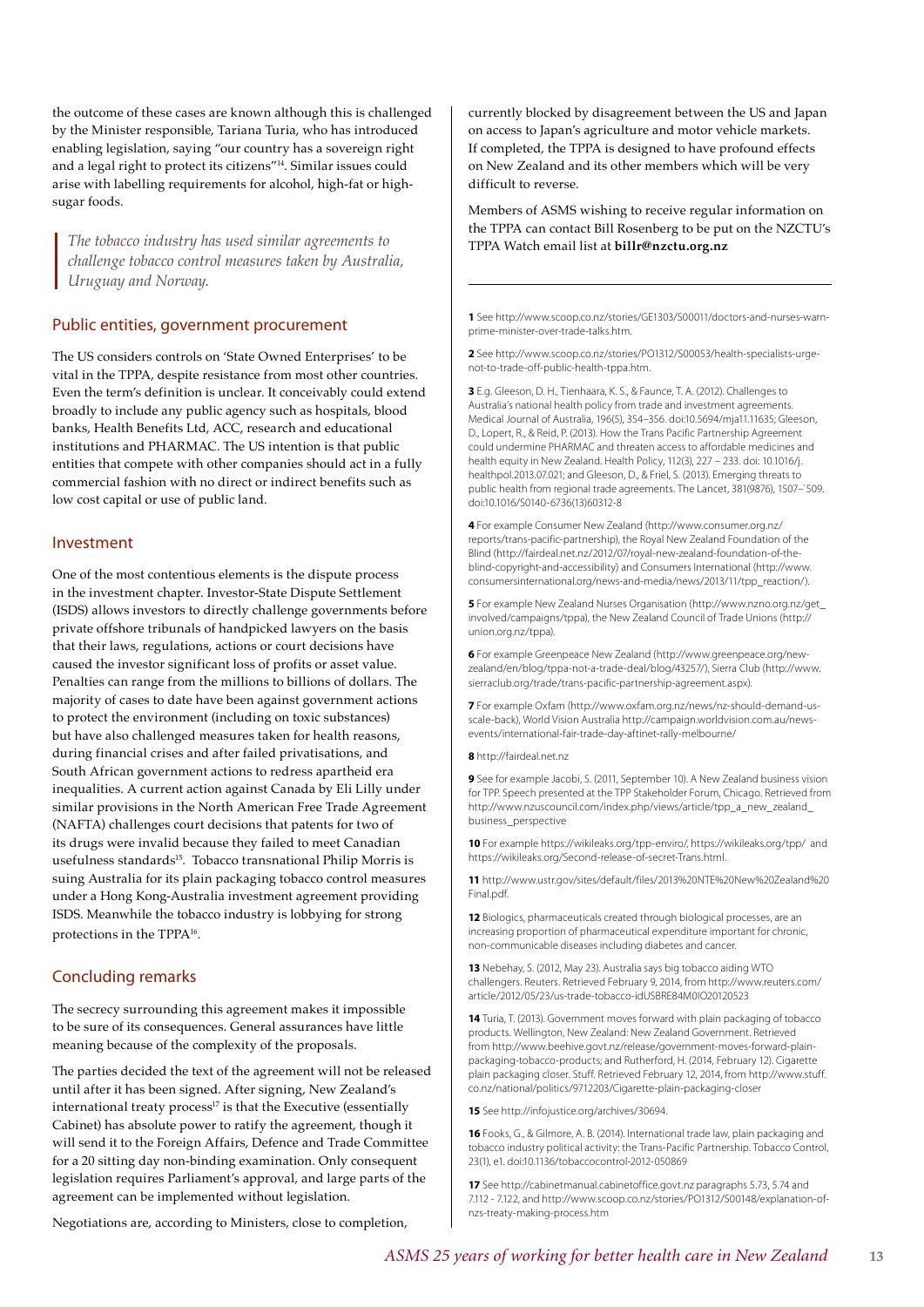the outcome of these cases are known although this is challenged by the Minister responsible, Tariana Turia, who has introduced enabling legislation, saying "our country has a sovereign right and a legal right to protect its citizens"[14]. Similar issues could arise with labelling requirements for alcohol, high-fat or high-sugar foods.

> *The tobacco industry has used similar agreements to challenge tobacco control measures taken by Australia, Uruguay and Norway.*

## Public entities, government procurement

The US considers controls on 'State Owned Enterprises' to be vital in the TPPA, despite resistance from most other countries. Even the term's definition is unclear. It conceivably could extend broadly to include any public agency such as hospitals, blood banks, Health Benefits Ltd, ACC, research and educational institutions and PHARMAC. The US intention is that public entities that compete with other companies should act in a fully commercial fashion with no direct or indirect benefits such as low cost capital or use of public land.

## Investment

One of the most contentious elements is the dispute process in the investment chapter. Investor-State Dispute Settlement (ISDS) allows investors to directly challenge governments before private offshore tribunals of handpicked lawyers on the basis that their laws, regulations, actions or court decisions have caused the investor significant loss of profits or asset value. Penalties can range from the millions to billions of dollars. The majority of cases to date have been against government actions to protect the environment (including on toxic substances) but have also challenged measures taken for health reasons, during financial crises and after failed privatisations, and South African government actions to redress apartheid era inequalities. A current action against Canada by Eli Lilly under similar provisions in the North American Free Trade Agreement (NAFTA) challenges court decisions that patents for two of its drugs were invalid because they failed to meet Canadian usefulness standards[15]. Tobacco transnational Philip Morris is suing Australia for its plain packaging tobacco control measures under a Hong Kong-Australia investment agreement providing ISDS. Meanwhile the tobacco industry is lobbying for strong protections in the TPPA[16].

## Concluding remarks

The secrecy surrounding this agreement makes it impossible to be sure of its consequences. General assurances have little meaning because of the complexity of the proposals.

The parties decided the text of the agreement will not be released until after it has been signed. After signing, New Zealand's international treaty process[17] is that the Executive (essentially Cabinet) has absolute power to ratify the agreement, though it will send it to the Foreign Affairs, Defence and Trade Committee for a 20 sitting day non-binding examination. Only consequent legislation requires Parliament's approval, and large parts of the agreement can be implemented without legislation.

Negotiations are, according to Ministers, close to completion, currently blocked by disagreement between the US and Japan on access to Japan's agriculture and motor vehicle markets. If completed, the TPPA is designed to have profound effects on New Zealand and its other members which will be very difficult to reverse.

Members of ASMS wishing to receive regular information on the TPPA can contact Bill Rosenberg to be put on the NZCTU's TPPA Watch email list at **billr@nzctu.org.nz**

---

**1** See http://www.scoop.co.nz/stories/GE1303/S00011/doctors-and-nurses-warn-prime-minister-over-trade-talks.htm.

**2** See http://www.scoop.co.nz/stories/PO1312/S00053/health-specialists-urge-not-to-trade-off-public-health-tppa.htm.

**3** E.g. Gleeson, D. H., Tienhaara, K. S., & Faunce, T. A. (2012). Challenges to Australia's national health policy from trade and investment agreements. Medical Journal of Australia, 196(5), 354–356. doi:10.5694/mja11.11635; Gleeson, D., Lopert, R., & Reid, P. (2013). How the Trans Pacific Partnership Agreement could undermine PHARMAC and threaten access to affordable medicines and health equity in New Zealand. Health Policy, 112(3), 227 – 233. doi: 10.1016/j.healthpol.2013.07.021; and Gleeson, D., & Friel, S. (2013). Emerging threats to public health from regional trade agreements. The Lancet, 381(9876), 1507–`509. doi:10.1016/S0140-6736(13)60312-8

**4** For example Consumer New Zealand (http://www.consumer.org.nz/reports/trans-pacific-partnership), the Royal New Zealand Foundation of the Blind (http://fairdeal.net.nz/2012/07/royal-new-zealand-foundation-of-the-blind-copyright-and-accessibility) and Consumers International (http://www.consumersinternational.org/news-and-media/news/2013/11/tpp_reaction/).

**5** For example New Zealand Nurses Organisation (http://www.nzno.org.nz/get_involved/campaigns/tppa), the New Zealand Council of Trade Unions (http://union.org.nz/tppa).

**6** For example Greenpeace New Zealand (http://www.greenpeace.org/new-zealand/en/blog/tppa-not-a-trade-deal/blog/43257/), Sierra Club (http://www.sierraclub.org/trade/trans-pacific-partnership-agreement.aspx).

**7** For example Oxfam (http://www.oxfam.org.nz/news/nz-should-demand-us-scale-back), World Vision Australia http://campaign.worldvision.com.au/news-events/international-fair-trade-day-aftinet-rally-melbourne/

**8** http://fairdeal.net.nz

**9** See for example Jacobi, S. (2011, September 10). A New Zealand business vision for TPP. Speech presented at the TPP Stakeholder Forum, Chicago. Retrieved from http://www.nzuscouncil.com/index.php/views/article/tpp_a_new_zealand_business_perspective

**10** For example https://wikileaks.org/tpp-enviro/, https://wikileaks.org/tpp/ and https://wikileaks.org/Second-release-of-secret-Trans.html.

**11** http://www.ustr.gov/sites/default/files/2013%20NTE%20New%20Zealand%20Final.pdf.

**12** Biologics, pharmaceuticals created through biological processes, are an increasing proportion of pharmaceutical expenditure important for chronic, non-communicable diseases including diabetes and cancer.

**13** Nebehay, S. (2012, May 23). Australia says big tobacco aiding WTO challengers. Reuters. Retrieved February 9, 2014, from http://www.reuters.com/article/2012/05/23/us-trade-tobacco-idUSBRE84M0IO20120523

**14** Turia, T. (2013). Government moves forward with plain packaging of tobacco products. Wellington, New Zealand: New Zealand Government. Retrieved from http://www.beehive.govt.nz/release/government-moves-forward-plain-packaging-tobacco-products; and Rutherford, H. (2014, February 12). Cigarette plain packaging closer. Stuff. Retrieved February 12, 2014, from http://www.stuff.co.nz/national/politics/9712203/Cigarette-plain-packaging-closer

**15** See http://infojustice.org/archives/30694.

**16** Fooks, G., & Gilmore, A. B. (2014). International trade law, plain packaging and tobacco industry political activity: the Trans-Pacific Partnership. Tobacco Control, 23(1), e1. doi:10.1136/tobaccocontrol-2012-050869

**17** See http://cabinetmanual.cabinetoffice.govt.nz paragraphs 5.73, 5.74 and 7.112 - 7.122, and http://www.scoop.co.nz/stories/PO1312/S00148/explanation-of-nzs-treaty-making-process.htm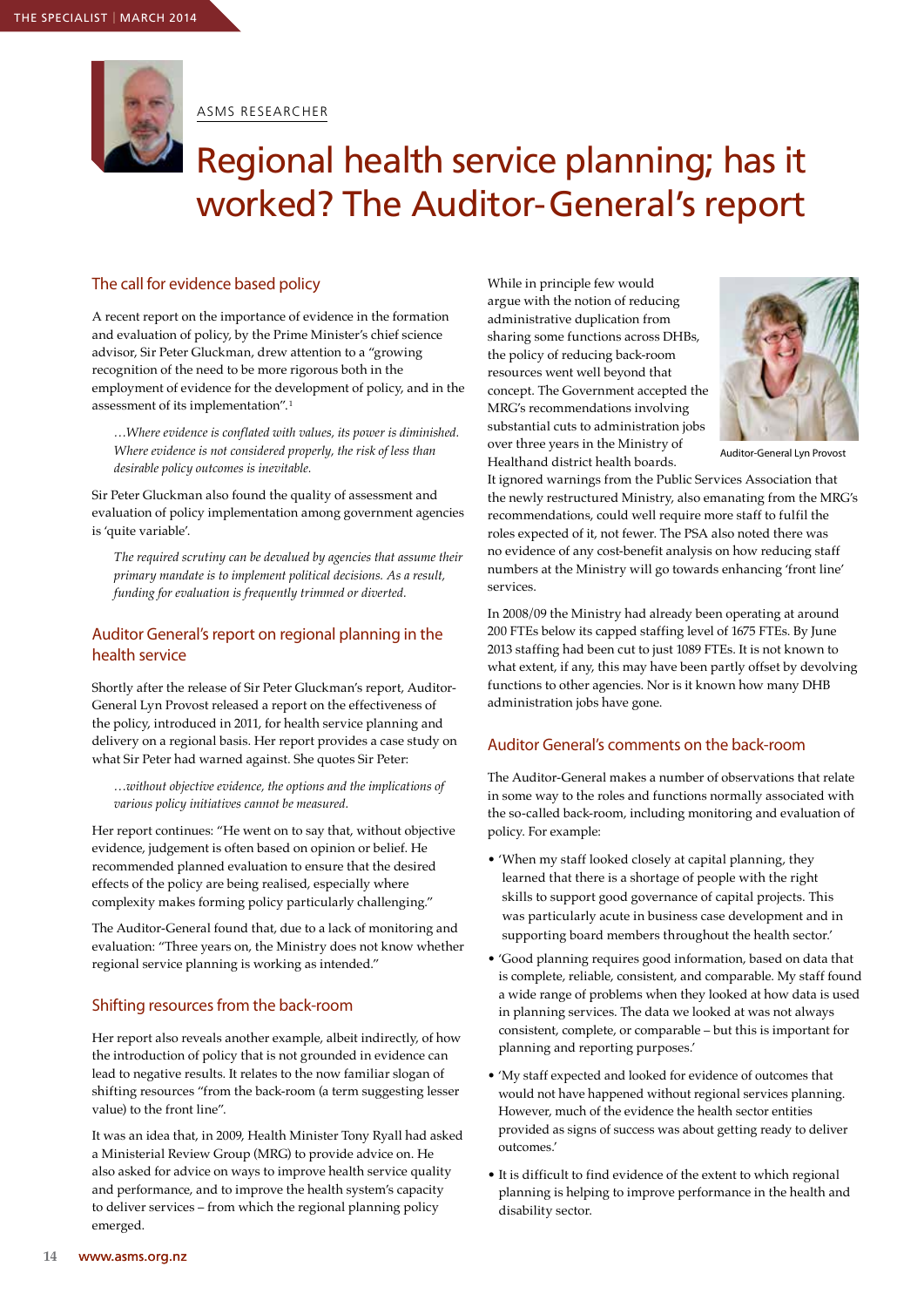ASMS RESEARCHER

# Regional health service planning; has it worked? The Auditor-General's report

## The call for evidence based policy

A recent report on the importance of evidence in the formation and evaluation of policy, by the Prime Minister's chief science advisor, Sir Peter Gluckman, drew attention to a "growing recognition of the need to be more rigorous both in the employment of evidence for the development of policy, and in the assessment of its implementation".[1]

> *…Where evidence is conflated with values, its power is diminished. Where evidence is not considered properly, the risk of less than desirable policy outcomes is inevitable.*

Sir Peter Gluckman also found the quality of assessment and evaluation of policy implementation among government agencies is 'quite variable'.

> *The required scrutiny can be devalued by agencies that assume their primary mandate is to implement political decisions. As a result, funding for evaluation is frequently trimmed or diverted.*

## Auditor General's report on regional planning in the health service

Shortly after the release of Sir Peter Gluckman's report, Auditor-General Lyn Provost released a report on the effectiveness of the policy, introduced in 2011, for health service planning and delivery on a regional basis. Her report provides a case study on what Sir Peter had warned against. She quotes Sir Peter:

> *…without objective evidence, the options and the implications of various policy initiatives cannot be measured.*

Her report continues: "He went on to say that, without objective evidence, judgement is often based on opinion or belief. He recommended planned evaluation to ensure that the desired effects of the policy are being realised, especially where complexity makes forming policy particularly challenging."

The Auditor-General found that, due to a lack of monitoring and evaluation: "Three years on, the Ministry does not know whether regional service planning is working as intended."

## Shifting resources from the back-room

Her report also reveals another example, albeit indirectly, of how the introduction of policy that is not grounded in evidence can lead to negative results. It relates to the now familiar slogan of shifting resources "from the back-room (a term suggesting lesser value) to the front line".

It was an idea that, in 2009, Health Minister Tony Ryall had asked a Ministerial Review Group (MRG) to provide advice on. He also asked for advice on ways to improve health service quality and performance, and to improve the health system's capacity to deliver services – from which the regional planning policy emerged.

While in principle few would argue with the notion of reducing administrative duplication from sharing some functions across DHBs, the policy of reducing back-room resources went well beyond that concept. The Government accepted the MRG's recommendations involving substantial cuts to administration jobs over three years in the Ministry of Healthand district health boards.

Auditor-General Lyn Provost

It ignored warnings from the Public Services Association that the newly restructured Ministry, also emanating from the MRG's recommendations, could well require more staff to fulfil the roles expected of it, not fewer. The PSA also noted there was no evidence of any cost-benefit analysis on how reducing staff numbers at the Ministry will go towards enhancing 'front line' services.

In 2008/09 the Ministry had already been operating at around 200 FTEs below its capped staffing level of 1675 FTEs. By June 2013 staffing had been cut to just 1089 FTEs. It is not known to what extent, if any, this may have been partly offset by devolving functions to other agencies. Nor is it known how many DHB administration jobs have gone.

## Auditor General's comments on the back-room

The Auditor-General makes a number of observations that relate in some way to the roles and functions normally associated with the so-called back-room, including monitoring and evaluation of policy. For example:

- 'When my staff looked closely at capital planning, they learned that there is a shortage of people with the right skills to support good governance of capital projects. This was particularly acute in business case development and in supporting board members throughout the health sector.'
- 'Good planning requires good information, based on data that is complete, reliable, consistent, and comparable. My staff found a wide range of problems when they looked at how data is used in planning services. The data we looked at was not always consistent, complete, or comparable – but this is important for planning and reporting purposes.'
- 'My staff expected and looked for evidence of outcomes that would not have happened without regional services planning. However, much of the evidence the health sector entities provided as signs of success was about getting ready to deliver outcomes.'
- It is difficult to find evidence of the extent to which regional planning is helping to improve performance in the health and disability sector.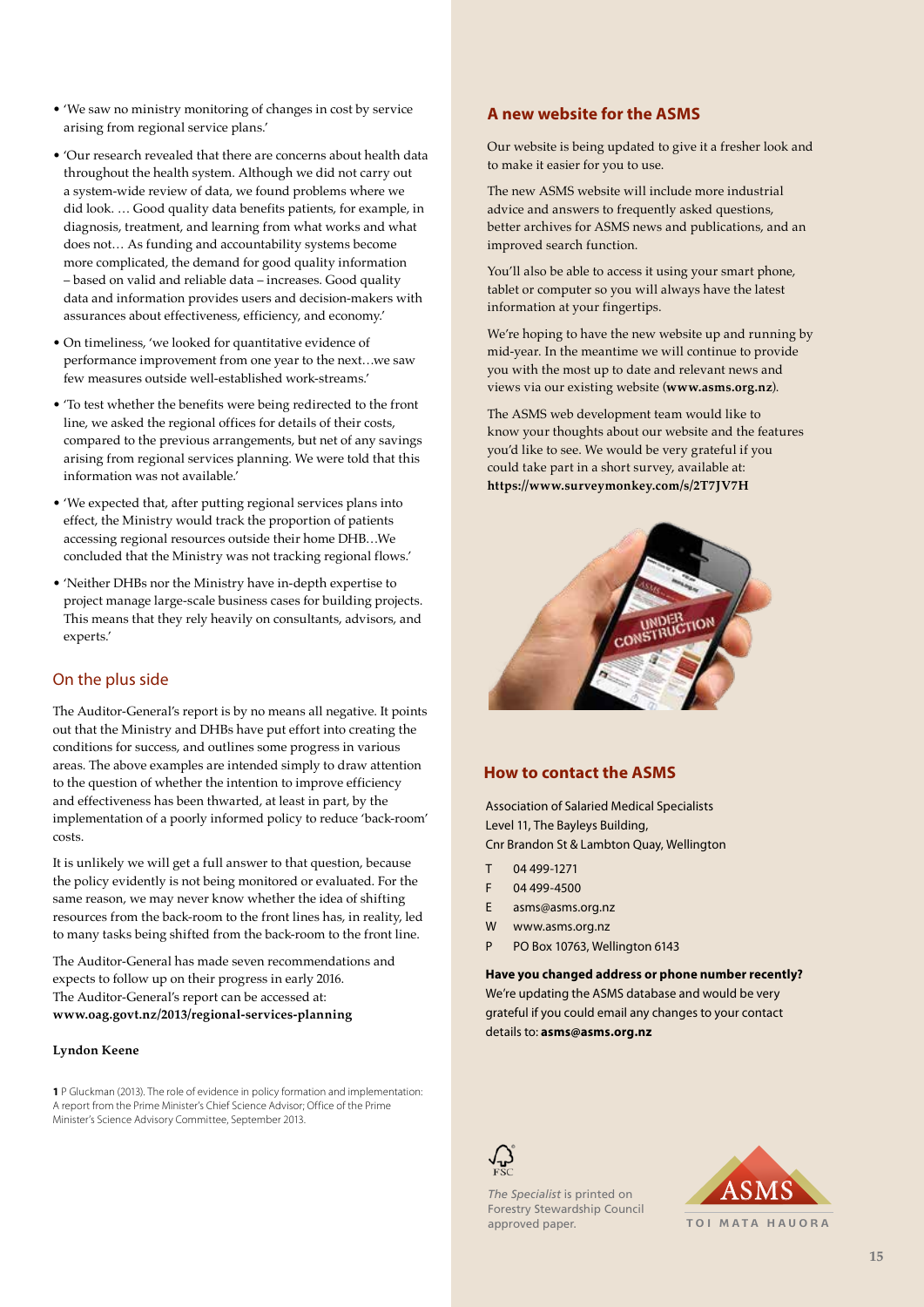- 'We saw no ministry monitoring of changes in cost by service arising from regional service plans.'
- 'Our research revealed that there are concerns about health data throughout the health system. Although we did not carry out a system-wide review of data, we found problems where we did look. … Good quality data benefits patients, for example, in diagnosis, treatment, and learning from what works and what does not… As funding and accountability systems become more complicated, the demand for good quality information – based on valid and reliable data – increases. Good quality data and information provides users and decision-makers with assurances about effectiveness, efficiency, and economy.'
- On timeliness, 'we looked for quantitative evidence of performance improvement from one year to the next…we saw few measures outside well-established work-streams.'
- 'To test whether the benefits were being redirected to the front line, we asked the regional offices for details of their costs, compared to the previous arrangements, but net of any savings arising from regional services planning. We were told that this information was not available.'
- 'We expected that, after putting regional services plans into effect, the Ministry would track the proportion of patients accessing regional resources outside their home DHB…We concluded that the Ministry was not tracking regional flows.'
- 'Neither DHBs nor the Ministry have in-depth expertise to project manage large-scale business cases for building projects. This means that they rely heavily on consultants, advisors, and experts.'

## On the plus side

The Auditor-General's report is by no means all negative. It points out that the Ministry and DHBs have put effort into creating the conditions for success, and outlines some progress in various areas. The above examples are intended simply to draw attention to the question of whether the intention to improve efficiency and effectiveness has been thwarted, at least in part, by the implementation of a poorly informed policy to reduce 'back-room' costs.

It is unlikely we will get a full answer to that question, because the policy evidently is not being monitored or evaluated. For the same reason, we may never know whether the idea of shifting resources from the back-room to the front lines has, in reality, led to many tasks being shifted from the back-room to the front line.

The Auditor-General has made seven recommendations and expects to follow up on their progress in early 2016. The Auditor-General's report can be accessed at: **www.oag.govt.nz/2013/regional-services-planning**

**Lyndon Keene**

**1** P Gluckman (2013). The role of evidence in policy formation and implementation: A report from the Prime Minister's Chief Science Advisor; Office of the Prime Minister's Science Advisory Committee, September 2013.

## A new website for the ASMS

Our website is being updated to give it a fresher look and to make it easier for you to use.

The new ASMS website will include more industrial advice and answers to frequently asked questions, better archives for ASMS news and publications, and an improved search function.

You'll also be able to access it using your smart phone, tablet or computer so you will always have the latest information at your fingertips.

We're hoping to have the new website up and running by mid-year. In the meantime we will continue to provide you with the most up to date and relevant news and views via our existing website (**www.asms.org.nz**).

The ASMS web development team would like to know your thoughts about our website and the features you'd like to see. We would be very grateful if you could take part in a short survey, available at: **https://www.surveymonkey.com/s/2T7JV7H**

## How to contact the ASMS

Association of Salaried Medical Specialists
Level 11, The Bayleys Building,
Cnr Brandon St & Lambton Quay, Wellington

T 04 499-1271
F 04 499-4500
E asms@asms.org.nz
W www.asms.org.nz
P PO Box 10763, Wellington 6143

**Have you changed address or phone number recently?**
We're updating the ASMS database and would be very grateful if you could email any changes to your contact details to: **asms@asms.org.nz**

*The Specialist* is printed on Forestry Stewardship Council approved paper.

ASMS
TOI MATA HAUORA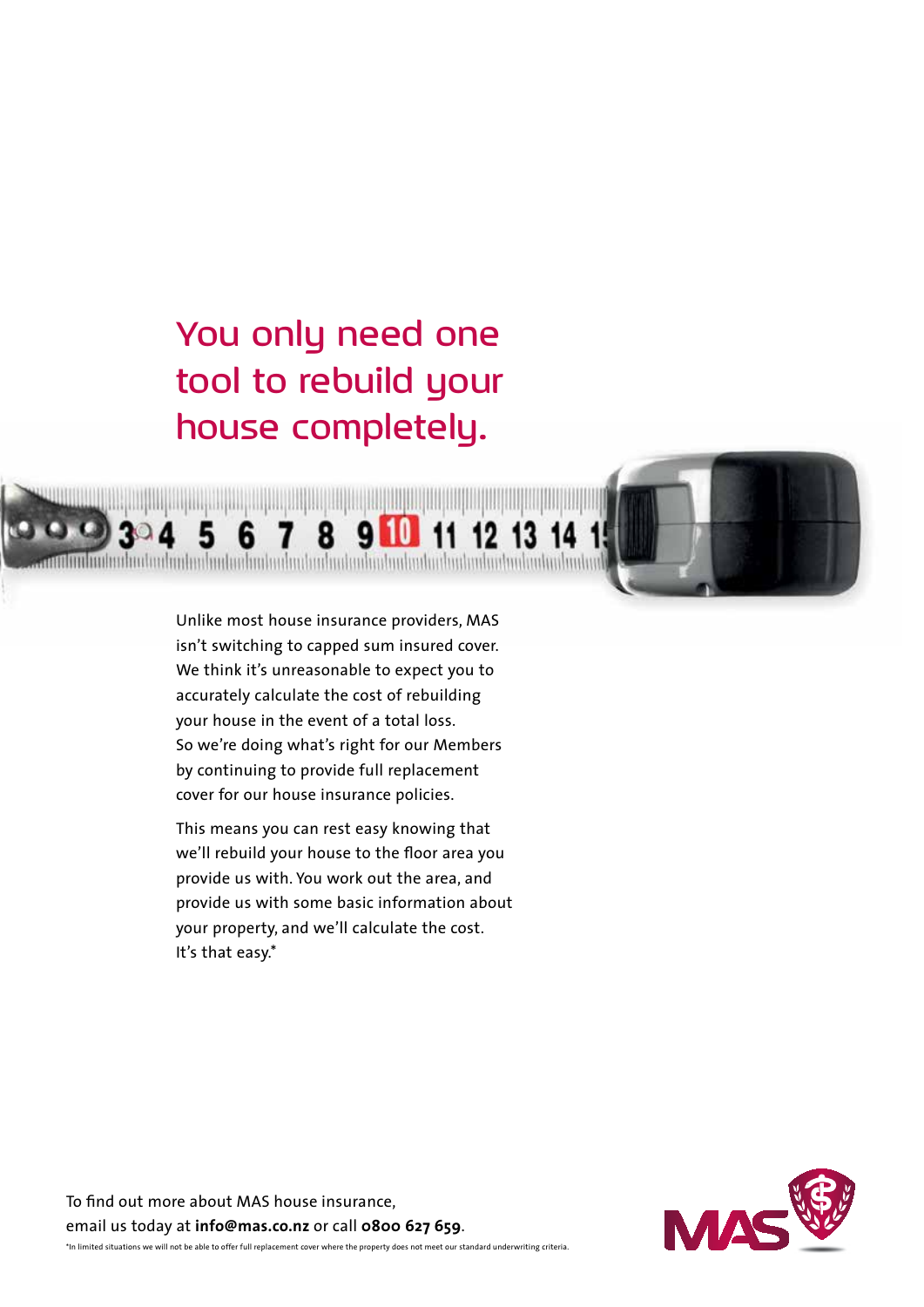# You only need one tool to rebuild your house completely.

Unlike most house insurance providers, MAS isn't switching to capped sum insured cover. We think it's unreasonable to expect you to accurately calculate the cost of rebuilding your house in the event of a total loss. So we're doing what's right for our Members by continuing to provide full replacement cover for our house insurance policies.

This means you can rest easy knowing that we'll rebuild your house to the floor area you provide us with. You work out the area, and provide us with some basic information about your property, and we'll calculate the cost. It's that easy.*

To find out more about MAS house insurance, email us today at **info@mas.co.nz** or call **0800 627 659**.

*In limited situations we will not be able to offer full replacement cover where the property does not meet our standard underwriting criteria.